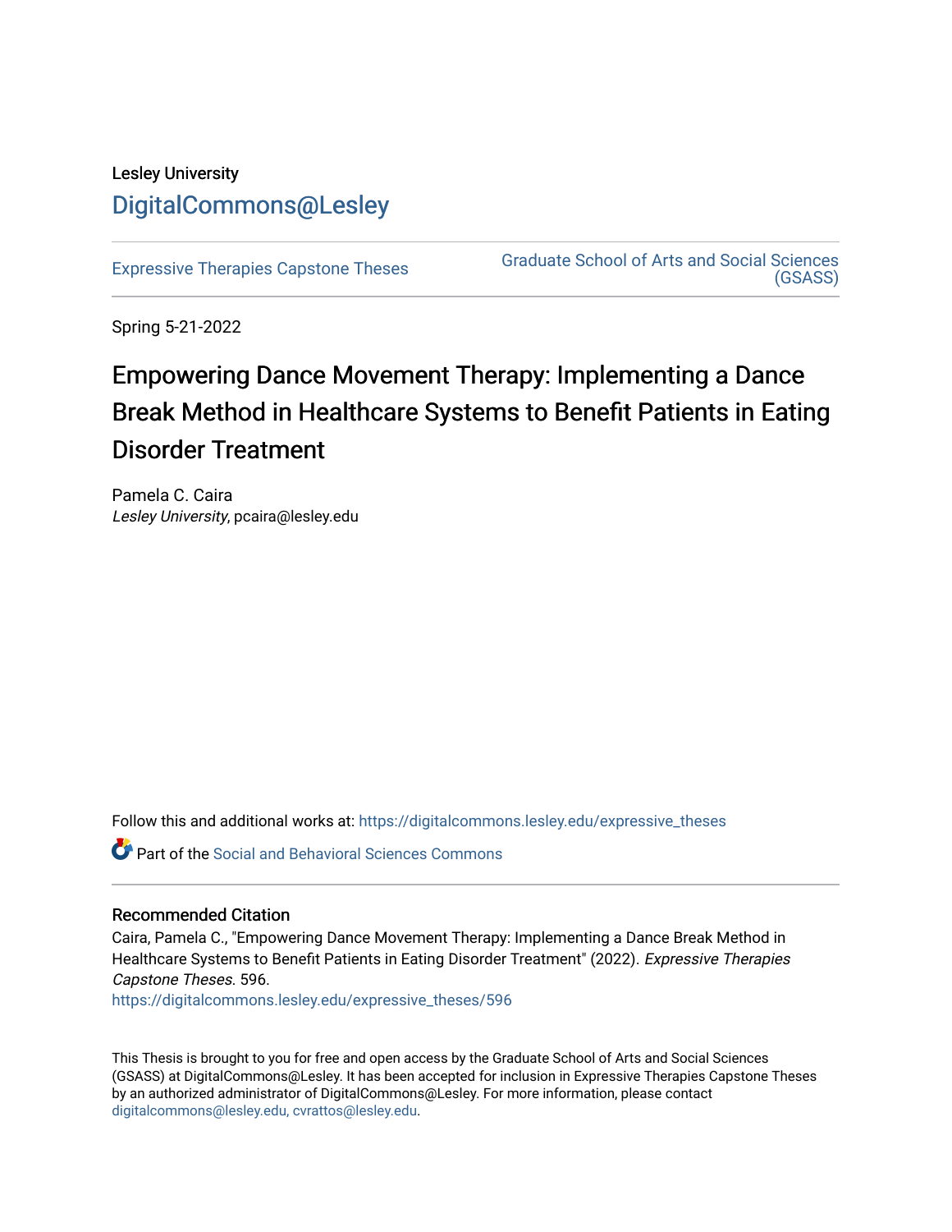Lesley University

DigitalCommons@Lesley

Expressive Therapies Capstone Theses

Graduate School of Arts and Social Sciences (GSASS)

Spring 5-21-2022

# Empowering Dance Movement Therapy: Implementing a Dance Break Method in Healthcare Systems to Benefit Patients in Eating Disorder Treatment

Pamela C. Caira

*Lesley University*, pcaira@lesley.edu

Follow this and additional works at: https://digitalcommons.lesley.edu/expressive_theses

Part of the Social and Behavioral Sciences Commons

## Recommended Citation

Caira, Pamela C., "Empowering Dance Movement Therapy: Implementing a Dance Break Method in Healthcare Systems to Benefit Patients in Eating Disorder Treatment" (2022). *Expressive Therapies Capstone Theses*. 596.

https://digitalcommons.lesley.edu/expressive_theses/596

This Thesis is brought to you for free and open access by the Graduate School of Arts and Social Sciences (GSASS) at DigitalCommons@Lesley. It has been accepted for inclusion in Expressive Therapies Capstone Theses by an authorized administrator of DigitalCommons@Lesley. For more information, please contact digitalcommons@lesley.edu, cvrattos@lesley.edu.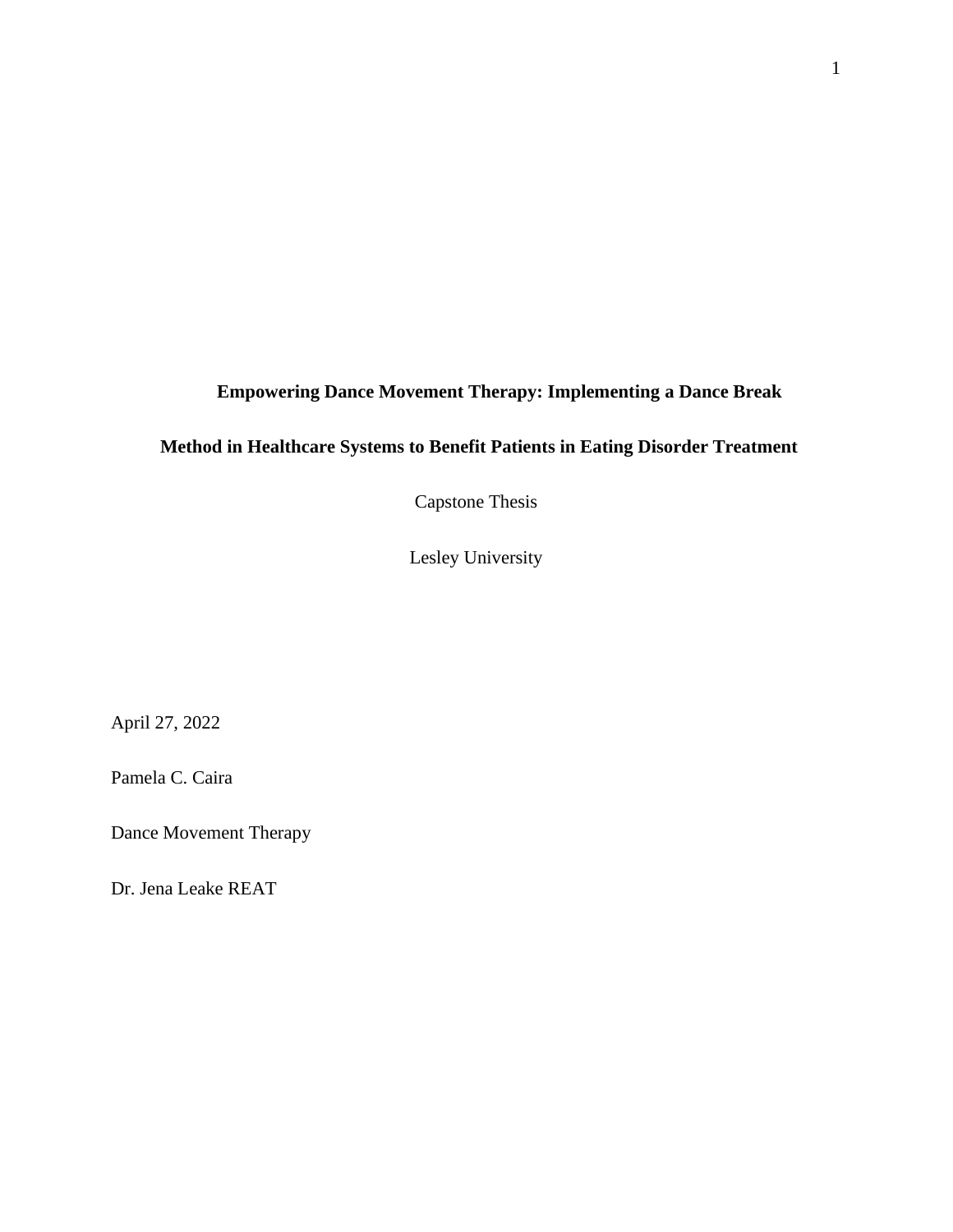**Empowering Dance Movement Therapy: Implementing a Dance Break Method in Healthcare Systems to Benefit Patients in Eating Disorder Treatment**

Capstone Thesis

Lesley University

April 27, 2022

Pamela C. Caira

Dance Movement Therapy

Dr. Jena Leake REAT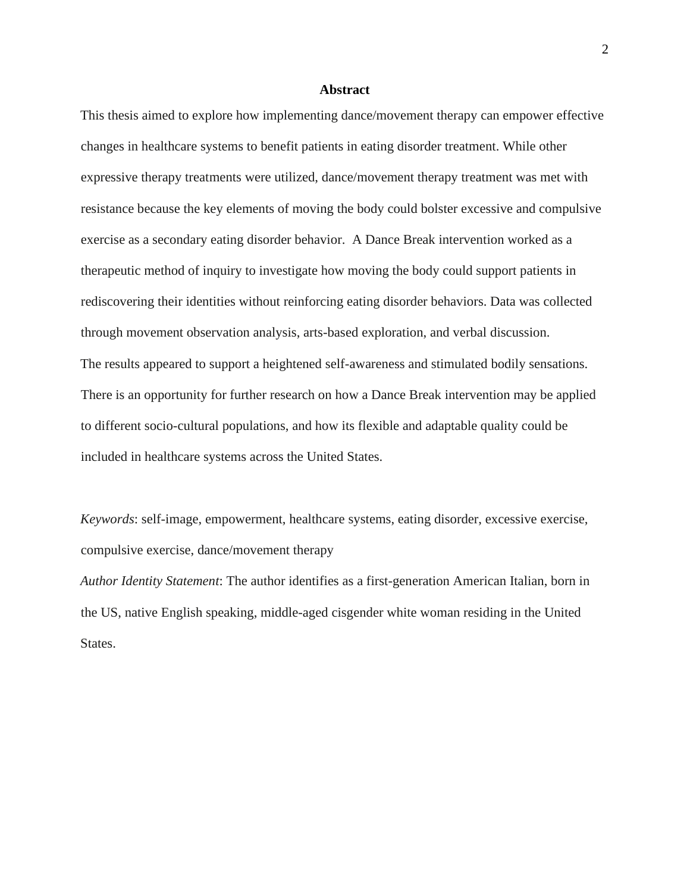# Abstract

This thesis aimed to explore how implementing dance/movement therapy can empower effective changes in healthcare systems to benefit patients in eating disorder treatment. While other expressive therapy treatments were utilized, dance/movement therapy treatment was met with resistance because the key elements of moving the body could bolster excessive and compulsive exercise as a secondary eating disorder behavior. A Dance Break intervention worked as a therapeutic method of inquiry to investigate how moving the body could support patients in rediscovering their identities without reinforcing eating disorder behaviors. Data was collected through movement observation analysis, arts-based exploration, and verbal discussion.

The results appeared to support a heightened self-awareness and stimulated bodily sensations. There is an opportunity for further research on how a Dance Break intervention may be applied to different socio-cultural populations, and how its flexible and adaptable quality could be included in healthcare systems across the United States.

*Keywords*: self-image, empowerment, healthcare systems, eating disorder, excessive exercise, compulsive exercise, dance/movement therapy

*Author Identity Statement*: The author identifies as a first-generation American Italian, born in the US, native English speaking, middle-aged cisgender white woman residing in the United States.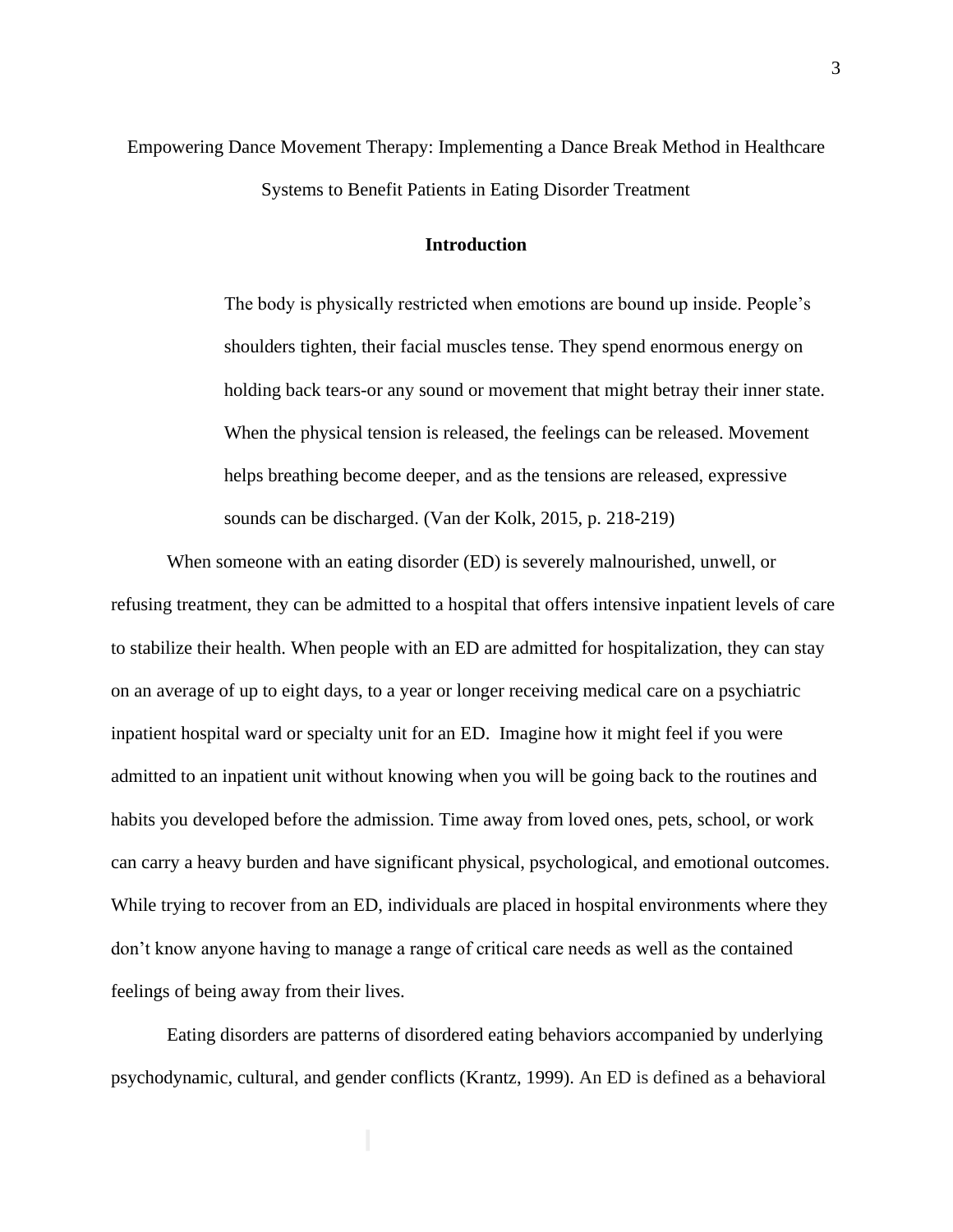Empowering Dance Movement Therapy: Implementing a Dance Break Method in Healthcare Systems to Benefit Patients in Eating Disorder Treatment

## Introduction

> The body is physically restricted when emotions are bound up inside. People's shoulders tighten, their facial muscles tense. They spend enormous energy on holding back tears-or any sound or movement that might betray their inner state. When the physical tension is released, the feelings can be released. Movement helps breathing become deeper, and as the tensions are released, expressive sounds can be discharged. (Van der Kolk, 2015, p. 218-219)

When someone with an eating disorder (ED) is severely malnourished, unwell, or refusing treatment, they can be admitted to a hospital that offers intensive inpatient levels of care to stabilize their health. When people with an ED are admitted for hospitalization, they can stay on an average of up to eight days, to a year or longer receiving medical care on a psychiatric inpatient hospital ward or specialty unit for an ED. Imagine how it might feel if you were admitted to an inpatient unit without knowing when you will be going back to the routines and habits you developed before the admission. Time away from loved ones, pets, school, or work can carry a heavy burden and have significant physical, psychological, and emotional outcomes. While trying to recover from an ED, individuals are placed in hospital environments where they don't know anyone having to manage a range of critical care needs as well as the contained feelings of being away from their lives.

Eating disorders are patterns of disordered eating behaviors accompanied by underlying psychodynamic, cultural, and gender conflicts (Krantz, 1999). An ED is defined as a behavioral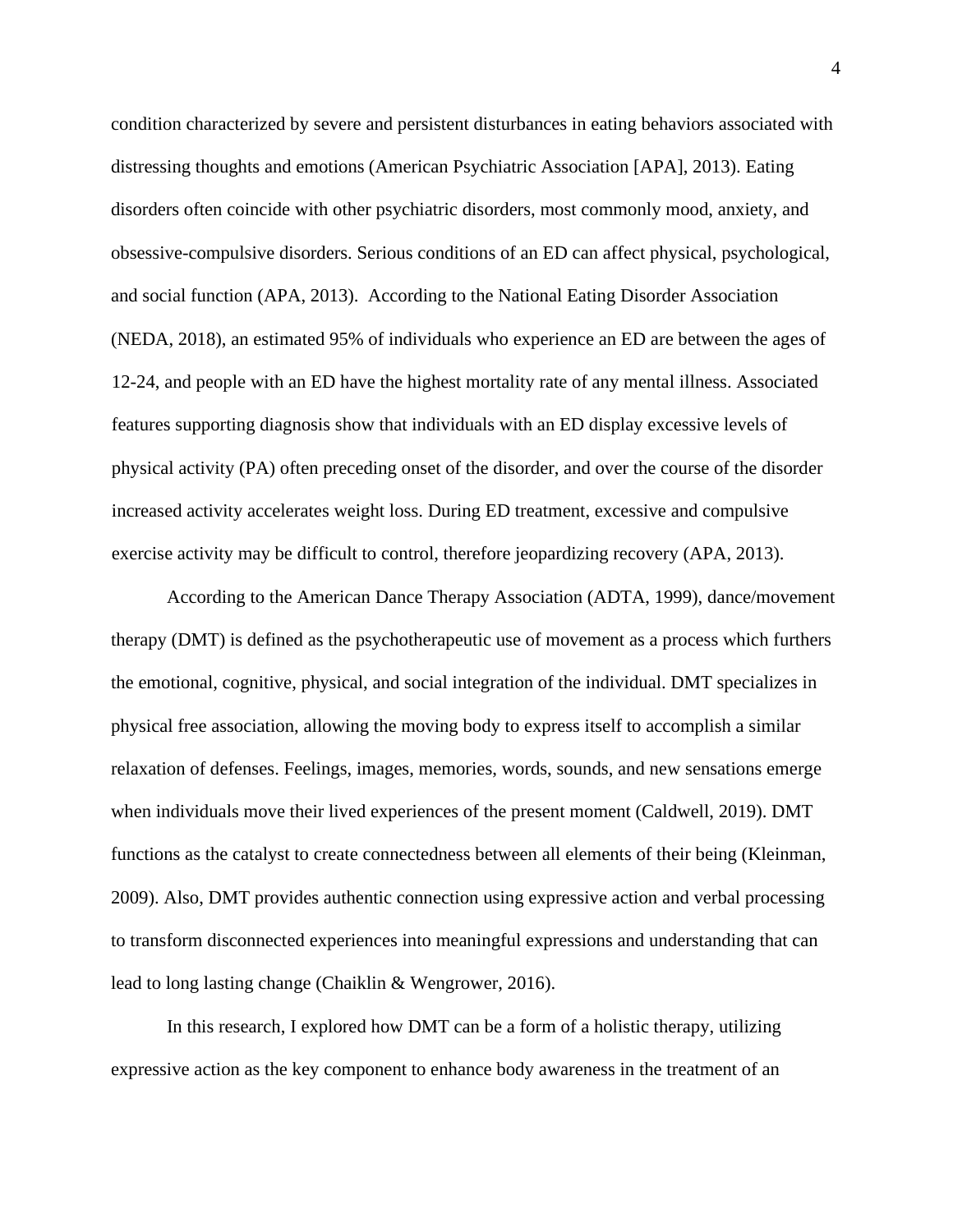condition characterized by severe and persistent disturbances in eating behaviors associated with distressing thoughts and emotions (American Psychiatric Association [APA], 2013). Eating disorders often coincide with other psychiatric disorders, most commonly mood, anxiety, and obsessive-compulsive disorders. Serious conditions of an ED can affect physical, psychological, and social function (APA, 2013). According to the National Eating Disorder Association (NEDA, 2018), an estimated 95% of individuals who experience an ED are between the ages of 12-24, and people with an ED have the highest mortality rate of any mental illness. Associated features supporting diagnosis show that individuals with an ED display excessive levels of physical activity (PA) often preceding onset of the disorder, and over the course of the disorder increased activity accelerates weight loss. During ED treatment, excessive and compulsive exercise activity may be difficult to control, therefore jeopardizing recovery (APA, 2013).

According to the American Dance Therapy Association (ADTA, 1999), dance/movement therapy (DMT) is defined as the psychotherapeutic use of movement as a process which furthers the emotional, cognitive, physical, and social integration of the individual. DMT specializes in physical free association, allowing the moving body to express itself to accomplish a similar relaxation of defenses. Feelings, images, memories, words, sounds, and new sensations emerge when individuals move their lived experiences of the present moment (Caldwell, 2019). DMT functions as the catalyst to create connectedness between all elements of their being (Kleinman, 2009). Also, DMT provides authentic connection using expressive action and verbal processing to transform disconnected experiences into meaningful expressions and understanding that can lead to long lasting change (Chaiklin & Wengrower, 2016).

In this research, I explored how DMT can be a form of a holistic therapy, utilizing expressive action as the key component to enhance body awareness in the treatment of an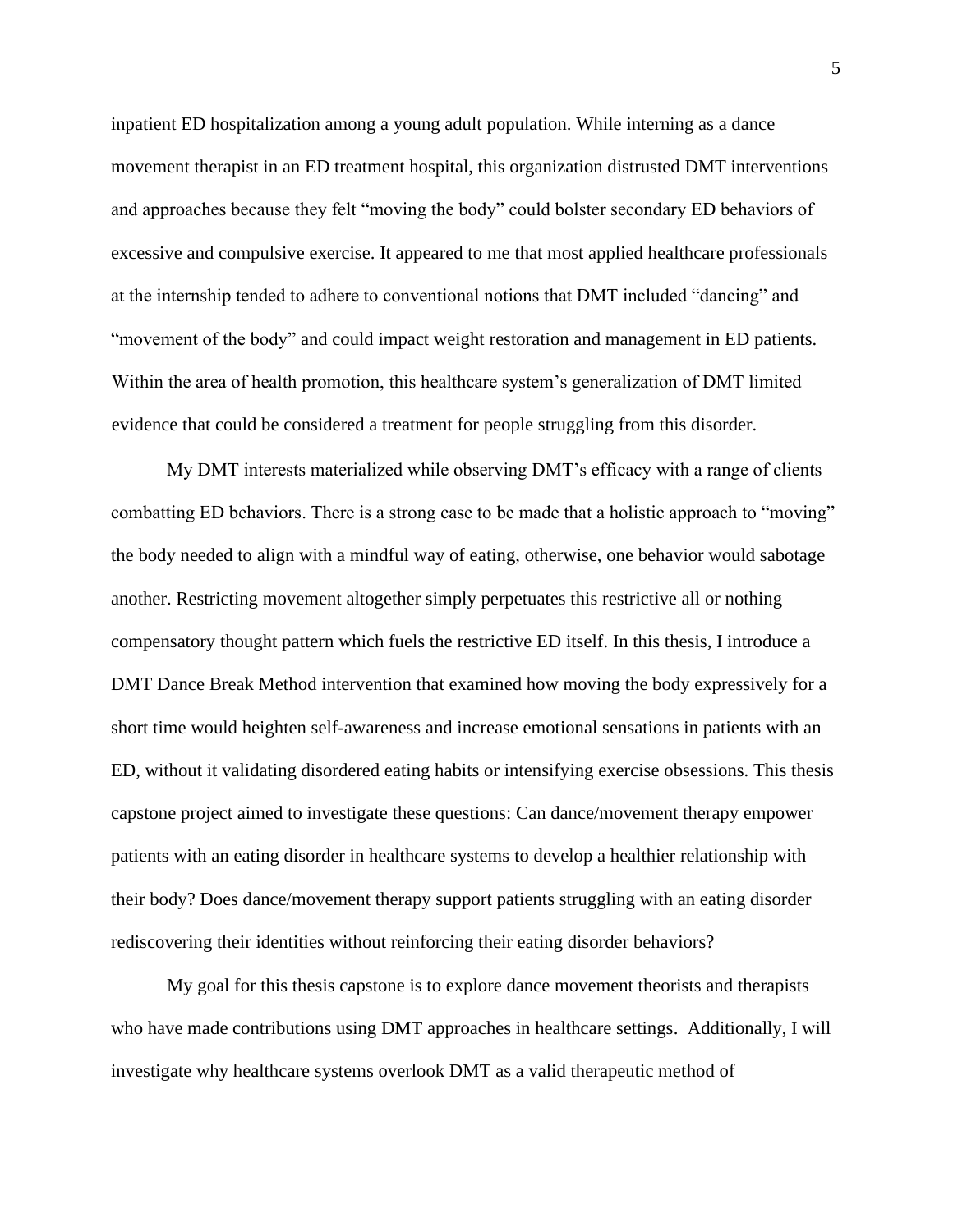inpatient ED hospitalization among a young adult population. While interning as a dance movement therapist in an ED treatment hospital, this organization distrusted DMT interventions and approaches because they felt "moving the body" could bolster secondary ED behaviors of excessive and compulsive exercise. It appeared to me that most applied healthcare professionals at the internship tended to adhere to conventional notions that DMT included "dancing" and "movement of the body" and could impact weight restoration and management in ED patients. Within the area of health promotion, this healthcare system's generalization of DMT limited evidence that could be considered a treatment for people struggling from this disorder.

My DMT interests materialized while observing DMT's efficacy with a range of clients combatting ED behaviors. There is a strong case to be made that a holistic approach to "moving" the body needed to align with a mindful way of eating, otherwise, one behavior would sabotage another. Restricting movement altogether simply perpetuates this restrictive all or nothing compensatory thought pattern which fuels the restrictive ED itself. In this thesis, I introduce a DMT Dance Break Method intervention that examined how moving the body expressively for a short time would heighten self-awareness and increase emotional sensations in patients with an ED, without it validating disordered eating habits or intensifying exercise obsessions. This thesis capstone project aimed to investigate these questions: Can dance/movement therapy empower patients with an eating disorder in healthcare systems to develop a healthier relationship with their body? Does dance/movement therapy support patients struggling with an eating disorder rediscovering their identities without reinforcing their eating disorder behaviors?

My goal for this thesis capstone is to explore dance movement theorists and therapists who have made contributions using DMT approaches in healthcare settings. Additionally, I will investigate why healthcare systems overlook DMT as a valid therapeutic method of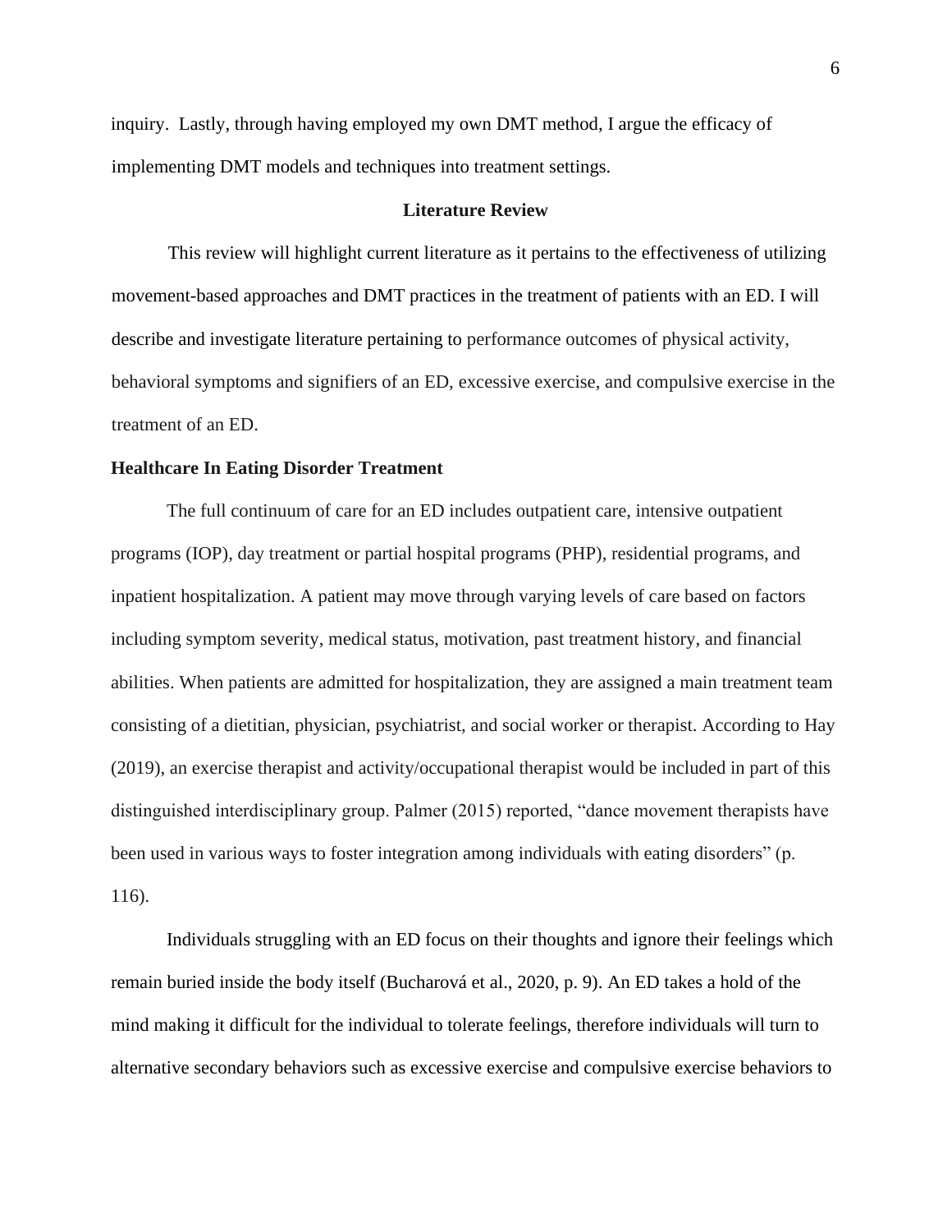inquiry. Lastly, through having employed my own DMT method, I argue the efficacy of implementing DMT models and techniques into treatment settings.

## Literature Review

This review will highlight current literature as it pertains to the effectiveness of utilizing movement-based approaches and DMT practices in the treatment of patients with an ED. I will describe and investigate literature pertaining to performance outcomes of physical activity, behavioral symptoms and signifiers of an ED, excessive exercise, and compulsive exercise in the treatment of an ED.

### Healthcare In Eating Disorder Treatment

The full continuum of care for an ED includes outpatient care, intensive outpatient programs (IOP), day treatment or partial hospital programs (PHP), residential programs, and inpatient hospitalization. A patient may move through varying levels of care based on factors including symptom severity, medical status, motivation, past treatment history, and financial abilities. When patients are admitted for hospitalization, they are assigned a main treatment team consisting of a dietitian, physician, psychiatrist, and social worker or therapist. According to Hay (2019), an exercise therapist and activity/occupational therapist would be included in part of this distinguished interdisciplinary group. Palmer (2015) reported, "dance movement therapists have been used in various ways to foster integration among individuals with eating disorders" (p. 116).

Individuals struggling with an ED focus on their thoughts and ignore their feelings which remain buried inside the body itself (Bucharová et al., 2020, p. 9). An ED takes a hold of the mind making it difficult for the individual to tolerate feelings, therefore individuals will turn to alternative secondary behaviors such as excessive exercise and compulsive exercise behaviors to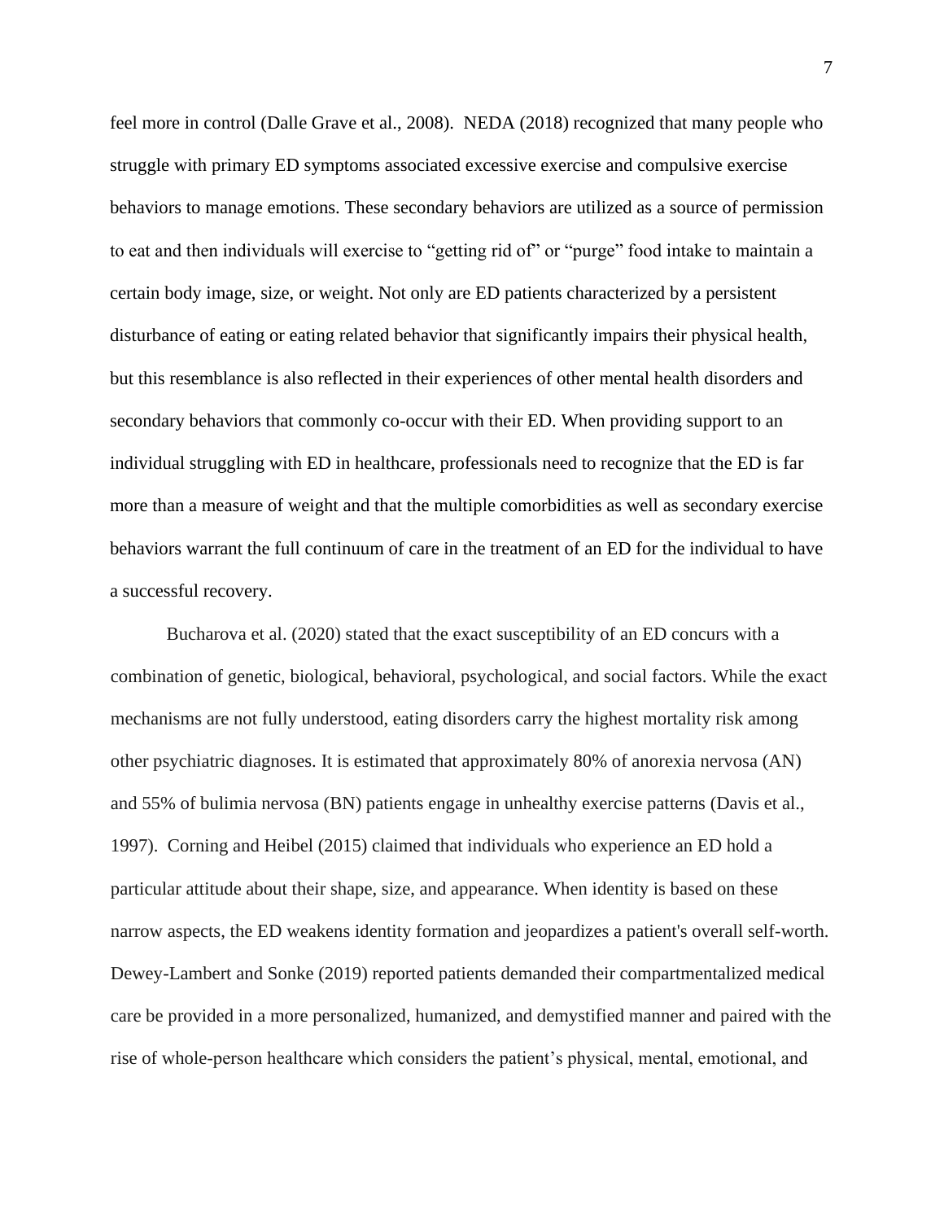feel more in control (Dalle Grave et al., 2008). NEDA (2018) recognized that many people who struggle with primary ED symptoms associated excessive exercise and compulsive exercise behaviors to manage emotions. These secondary behaviors are utilized as a source of permission to eat and then individuals will exercise to "getting rid of" or "purge" food intake to maintain a certain body image, size, or weight. Not only are ED patients characterized by a persistent disturbance of eating or eating related behavior that significantly impairs their physical health, but this resemblance is also reflected in their experiences of other mental health disorders and secondary behaviors that commonly co-occur with their ED. When providing support to an individual struggling with ED in healthcare, professionals need to recognize that the ED is far more than a measure of weight and that the multiple comorbidities as well as secondary exercise behaviors warrant the full continuum of care in the treatment of an ED for the individual to have a successful recovery.

Bucharova et al. (2020) stated that the exact susceptibility of an ED concurs with a combination of genetic, biological, behavioral, psychological, and social factors. While the exact mechanisms are not fully understood, eating disorders carry the highest mortality risk among other psychiatric diagnoses. It is estimated that approximately 80% of anorexia nervosa (AN) and 55% of bulimia nervosa (BN) patients engage in unhealthy exercise patterns (Davis et al., 1997). Corning and Heibel (2015) claimed that individuals who experience an ED hold a particular attitude about their shape, size, and appearance. When identity is based on these narrow aspects, the ED weakens identity formation and jeopardizes a patient's overall self-worth. Dewey-Lambert and Sonke (2019) reported patients demanded their compartmentalized medical care be provided in a more personalized, humanized, and demystified manner and paired with the rise of whole-person healthcare which considers the patient's physical, mental, emotional, and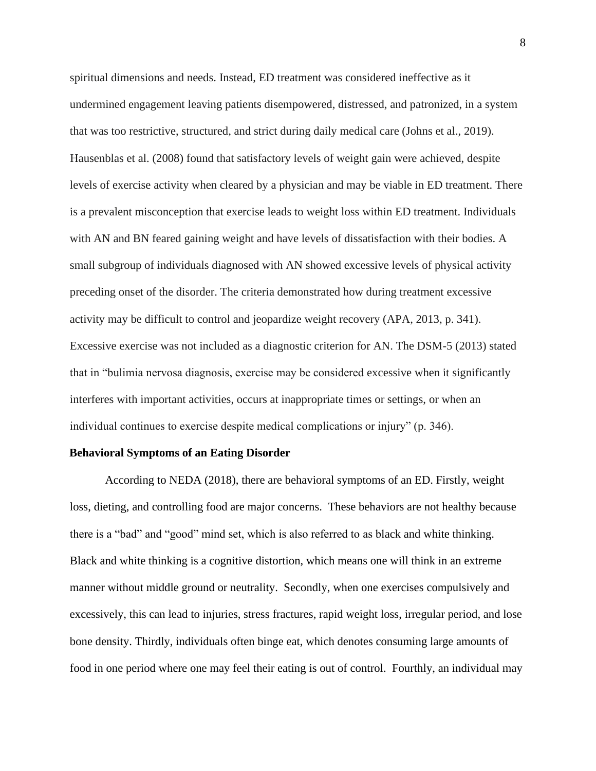spiritual dimensions and needs. Instead, ED treatment was considered ineffective as it undermined engagement leaving patients disempowered, distressed, and patronized, in a system that was too restrictive, structured, and strict during daily medical care (Johns et al., 2019). Hausenblas et al. (2008) found that satisfactory levels of weight gain were achieved, despite levels of exercise activity when cleared by a physician and may be viable in ED treatment. There is a prevalent misconception that exercise leads to weight loss within ED treatment. Individuals with AN and BN feared gaining weight and have levels of dissatisfaction with their bodies. A small subgroup of individuals diagnosed with AN showed excessive levels of physical activity preceding onset of the disorder. The criteria demonstrated how during treatment excessive activity may be difficult to control and jeopardize weight recovery (APA, 2013, p. 341). Excessive exercise was not included as a diagnostic criterion for AN. The DSM-5 (2013) stated that in "bulimia nervosa diagnosis, exercise may be considered excessive when it significantly interferes with important activities, occurs at inappropriate times or settings, or when an individual continues to exercise despite medical complications or injury" (p. 346).

## Behavioral Symptoms of an Eating Disorder

According to NEDA (2018), there are behavioral symptoms of an ED. Firstly, weight loss, dieting, and controlling food are major concerns. These behaviors are not healthy because there is a "bad" and "good" mind set, which is also referred to as black and white thinking. Black and white thinking is a cognitive distortion, which means one will think in an extreme manner without middle ground or neutrality. Secondly, when one exercises compulsively and excessively, this can lead to injuries, stress fractures, rapid weight loss, irregular period, and lose bone density. Thirdly, individuals often binge eat, which denotes consuming large amounts of food in one period where one may feel their eating is out of control. Fourthly, an individual may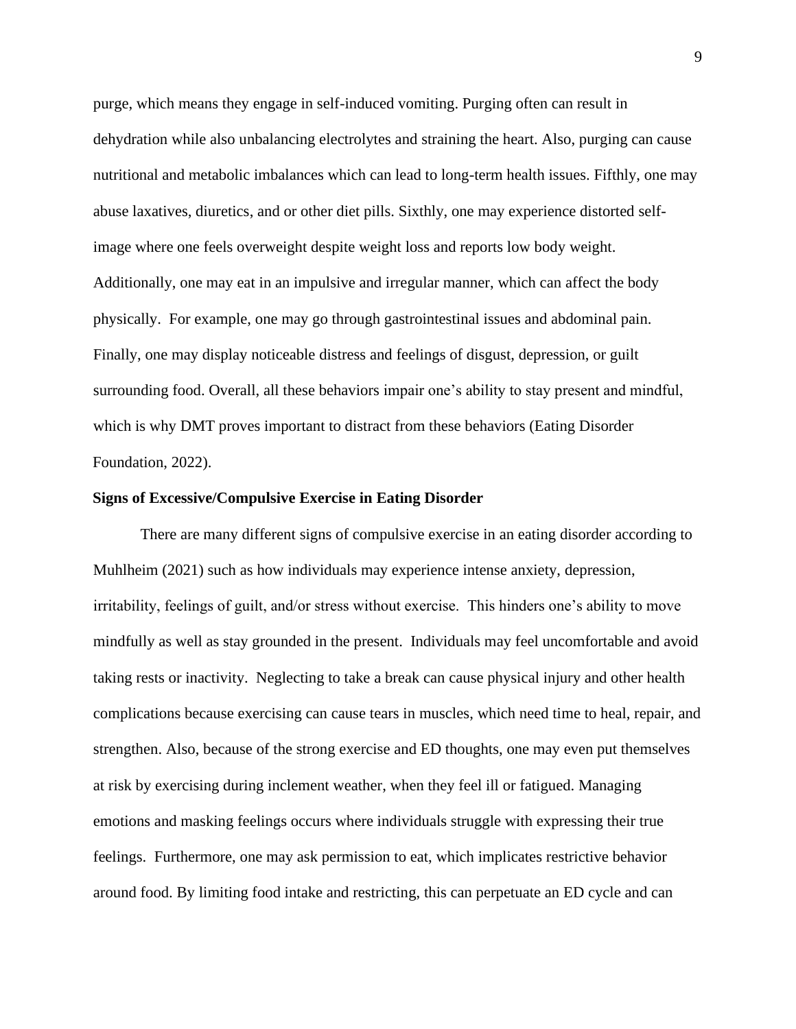purge, which means they engage in self-induced vomiting. Purging often can result in dehydration while also unbalancing electrolytes and straining the heart. Also, purging can cause nutritional and metabolic imbalances which can lead to long-term health issues. Fifthly, one may abuse laxatives, diuretics, and or other diet pills. Sixthly, one may experience distorted self-image where one feels overweight despite weight loss and reports low body weight. Additionally, one may eat in an impulsive and irregular manner, which can affect the body physically. For example, one may go through gastrointestinal issues and abdominal pain. Finally, one may display noticeable distress and feelings of disgust, depression, or guilt surrounding food. Overall, all these behaviors impair one's ability to stay present and mindful, which is why DMT proves important to distract from these behaviors (Eating Disorder Foundation, 2022).

**Signs of Excessive/Compulsive Exercise in Eating Disorder**

There are many different signs of compulsive exercise in an eating disorder according to Muhlheim (2021) such as how individuals may experience intense anxiety, depression, irritability, feelings of guilt, and/or stress without exercise. This hinders one's ability to move mindfully as well as stay grounded in the present. Individuals may feel uncomfortable and avoid taking rests or inactivity. Neglecting to take a break can cause physical injury and other health complications because exercising can cause tears in muscles, which need time to heal, repair, and strengthen. Also, because of the strong exercise and ED thoughts, one may even put themselves at risk by exercising during inclement weather, when they feel ill or fatigued. Managing emotions and masking feelings occurs where individuals struggle with expressing their true feelings. Furthermore, one may ask permission to eat, which implicates restrictive behavior around food. By limiting food intake and restricting, this can perpetuate an ED cycle and can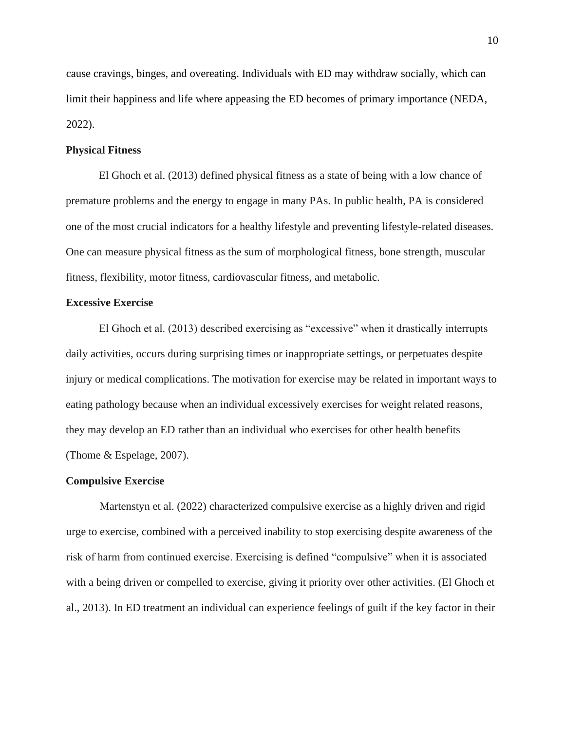cause cravings, binges, and overeating. Individuals with ED may withdraw socially, which can limit their happiness and life where appeasing the ED becomes of primary importance (NEDA, 2022).

**Physical Fitness**

El Ghoch et al. (2013) defined physical fitness as a state of being with a low chance of premature problems and the energy to engage in many PAs. In public health, PA is considered one of the most crucial indicators for a healthy lifestyle and preventing lifestyle-related diseases. One can measure physical fitness as the sum of morphological fitness, bone strength, muscular fitness, flexibility, motor fitness, cardiovascular fitness, and metabolic.

**Excessive Exercise**

El Ghoch et al. (2013) described exercising as "excessive" when it drastically interrupts daily activities, occurs during surprising times or inappropriate settings, or perpetuates despite injury or medical complications. The motivation for exercise may be related in important ways to eating pathology because when an individual excessively exercises for weight related reasons, they may develop an ED rather than an individual who exercises for other health benefits (Thome & Espelage, 2007).

**Compulsive Exercise**

Martenstyn et al. (2022) characterized compulsive exercise as a highly driven and rigid urge to exercise, combined with a perceived inability to stop exercising despite awareness of the risk of harm from continued exercise. Exercising is defined "compulsive" when it is associated with a being driven or compelled to exercise, giving it priority over other activities. (El Ghoch et al., 2013). In ED treatment an individual can experience feelings of guilt if the key factor in their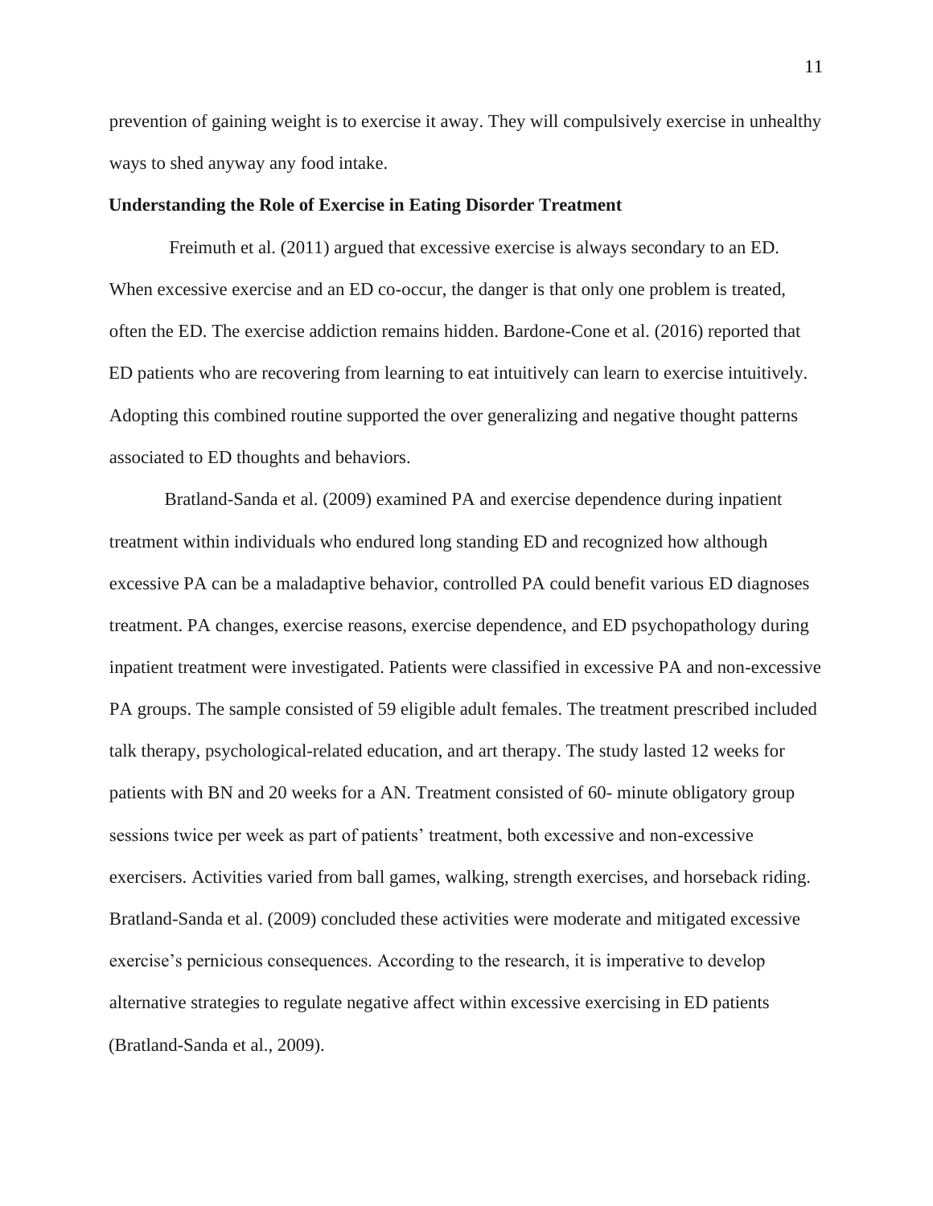prevention of gaining weight is to exercise it away. They will compulsively exercise in unhealthy ways to shed anyway any food intake.

**Understanding the Role of Exercise in Eating Disorder Treatment**

Freimuth et al. (2011) argued that excessive exercise is always secondary to an ED. When excessive exercise and an ED co-occur, the danger is that only one problem is treated, often the ED. The exercise addiction remains hidden. Bardone-Cone et al. (2016) reported that ED patients who are recovering from learning to eat intuitively can learn to exercise intuitively. Adopting this combined routine supported the over generalizing and negative thought patterns associated to ED thoughts and behaviors.

Bratland-Sanda et al. (2009) examined PA and exercise dependence during inpatient treatment within individuals who endured long standing ED and recognized how although excessive PA can be a maladaptive behavior, controlled PA could benefit various ED diagnoses treatment. PA changes, exercise reasons, exercise dependence, and ED psychopathology during inpatient treatment were investigated. Patients were classified in excessive PA and non-excessive PA groups. The sample consisted of 59 eligible adult females. The treatment prescribed included talk therapy, psychological-related education, and art therapy. The study lasted 12 weeks for patients with BN and 20 weeks for a AN. Treatment consisted of 60- minute obligatory group sessions twice per week as part of patients' treatment, both excessive and non-excessive exercisers. Activities varied from ball games, walking, strength exercises, and horseback riding. Bratland-Sanda et al. (2009) concluded these activities were moderate and mitigated excessive exercise's pernicious consequences. According to the research, it is imperative to develop alternative strategies to regulate negative affect within excessive exercising in ED patients (Bratland-Sanda et al., 2009).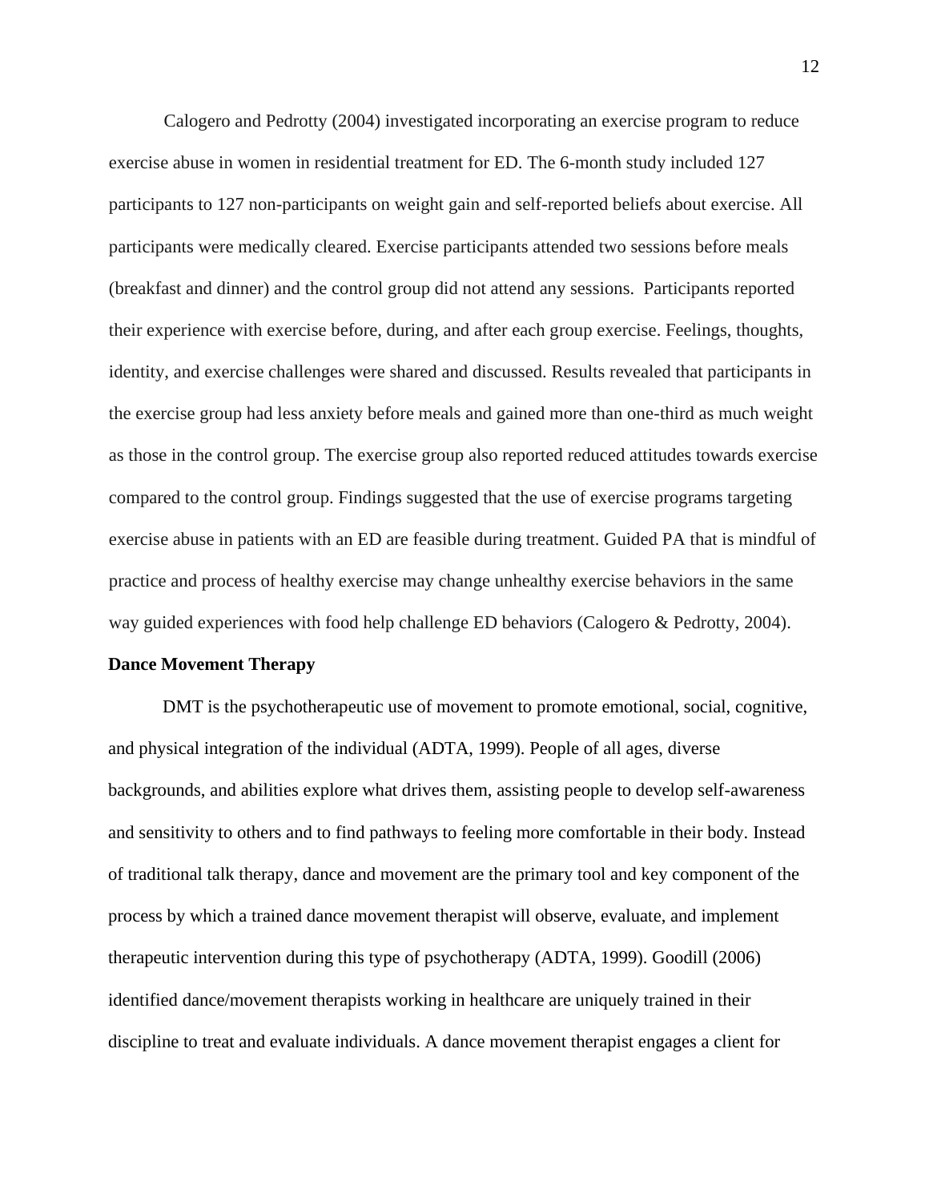Calogero and Pedrotty (2004) investigated incorporating an exercise program to reduce exercise abuse in women in residential treatment for ED. The 6-month study included 127 participants to 127 non-participants on weight gain and self-reported beliefs about exercise. All participants were medically cleared. Exercise participants attended two sessions before meals (breakfast and dinner) and the control group did not attend any sessions. Participants reported their experience with exercise before, during, and after each group exercise. Feelings, thoughts, identity, and exercise challenges were shared and discussed. Results revealed that participants in the exercise group had less anxiety before meals and gained more than one-third as much weight as those in the control group. The exercise group also reported reduced attitudes towards exercise compared to the control group. Findings suggested that the use of exercise programs targeting exercise abuse in patients with an ED are feasible during treatment. Guided PA that is mindful of practice and process of healthy exercise may change unhealthy exercise behaviors in the same way guided experiences with food help challenge ED behaviors (Calogero & Pedrotty, 2004).

**Dance Movement Therapy**

DMT is the psychotherapeutic use of movement to promote emotional, social, cognitive, and physical integration of the individual (ADTA, 1999). People of all ages, diverse backgrounds, and abilities explore what drives them, assisting people to develop self-awareness and sensitivity to others and to find pathways to feeling more comfortable in their body. Instead of traditional talk therapy, dance and movement are the primary tool and key component of the process by which a trained dance movement therapist will observe, evaluate, and implement therapeutic intervention during this type of psychotherapy (ADTA, 1999). Goodill (2006) identified dance/movement therapists working in healthcare are uniquely trained in their discipline to treat and evaluate individuals. A dance movement therapist engages a client for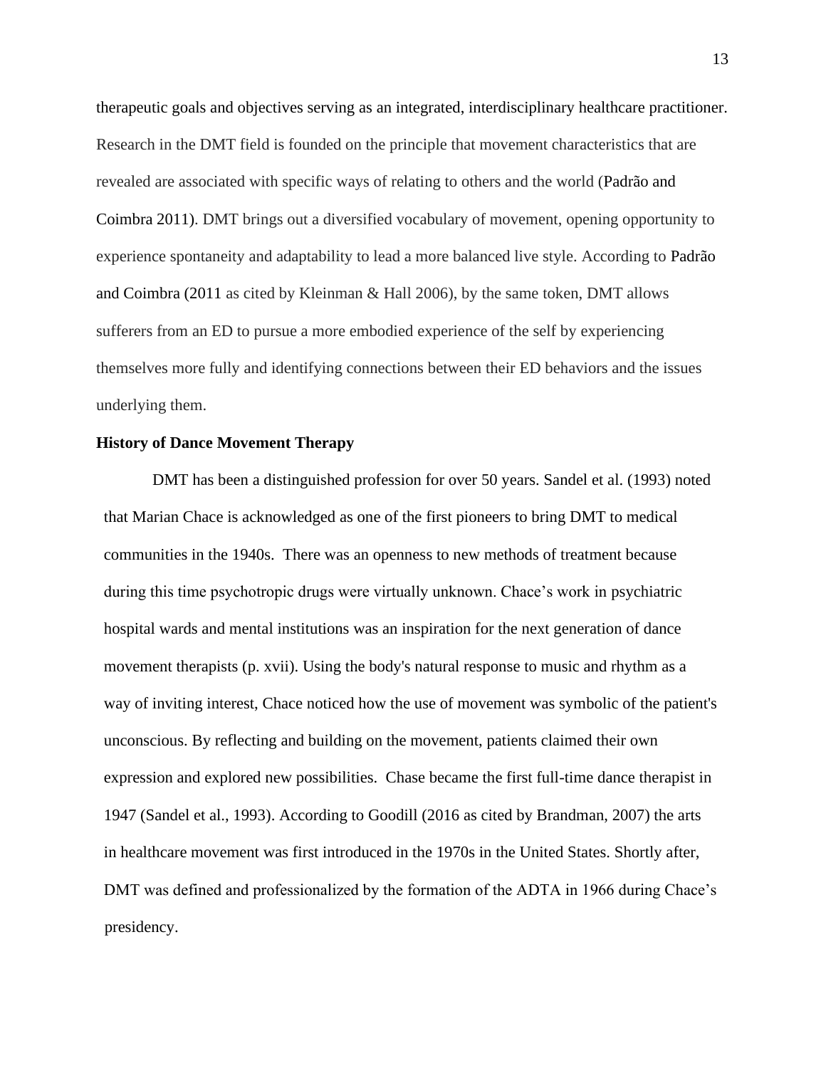therapeutic goals and objectives serving as an integrated, interdisciplinary healthcare practitioner. Research in the DMT field is founded on the principle that movement characteristics that are revealed are associated with specific ways of relating to others and the world (Padrão and Coimbra 2011). DMT brings out a diversified vocabulary of movement, opening opportunity to experience spontaneity and adaptability to lead a more balanced live style. According to Padrão and Coimbra (2011 as cited by Kleinman & Hall 2006), by the same token, DMT allows sufferers from an ED to pursue a more embodied experience of the self by experiencing themselves more fully and identifying connections between their ED behaviors and the issues underlying them.

**History of Dance Movement Therapy**

DMT has been a distinguished profession for over 50 years. Sandel et al. (1993) noted that Marian Chace is acknowledged as one of the first pioneers to bring DMT to medical communities in the 1940s. There was an openness to new methods of treatment because during this time psychotropic drugs were virtually unknown. Chace's work in psychiatric hospital wards and mental institutions was an inspiration for the next generation of dance movement therapists (p. xvii). Using the body's natural response to music and rhythm as a way of inviting interest, Chace noticed how the use of movement was symbolic of the patient's unconscious. By reflecting and building on the movement, patients claimed their own expression and explored new possibilities. Chase became the first full-time dance therapist in 1947 (Sandel et al., 1993). According to Goodill (2016 as cited by Brandman, 2007) the arts in healthcare movement was first introduced in the 1970s in the United States. Shortly after, DMT was defined and professionalized by the formation of the ADTA in 1966 during Chace's presidency.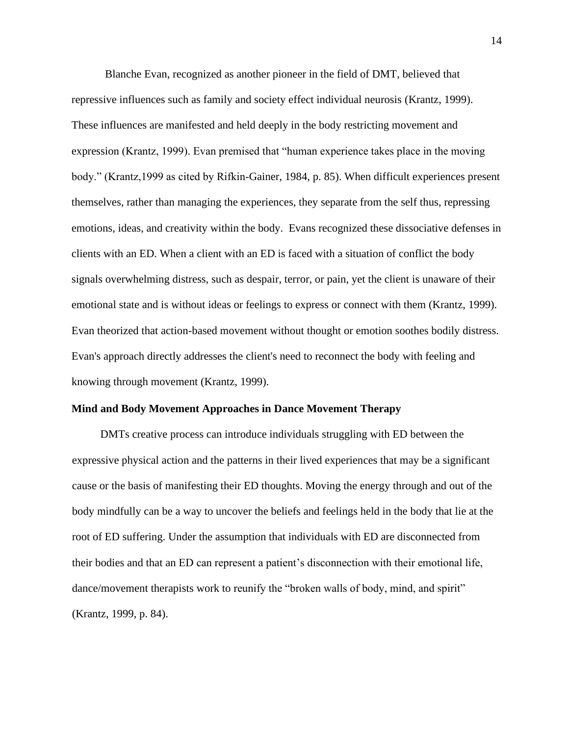Blanche Evan, recognized as another pioneer in the field of DMT, believed that repressive influences such as family and society effect individual neurosis (Krantz, 1999). These influences are manifested and held deeply in the body restricting movement and expression (Krantz, 1999). Evan premised that "human experience takes place in the moving body." (Krantz,1999 as cited by Rifkin-Gainer, 1984, p. 85). When difficult experiences present themselves, rather than managing the experiences, they separate from the self thus, repressing emotions, ideas, and creativity within the body. Evans recognized these dissociative defenses in clients with an ED. When a client with an ED is faced with a situation of conflict the body signals overwhelming distress, such as despair, terror, or pain, yet the client is unaware of their emotional state and is without ideas or feelings to express or connect with them (Krantz, 1999). Evan theorized that action-based movement without thought or emotion soothes bodily distress. Evan's approach directly addresses the client's need to reconnect the body with feeling and knowing through movement (Krantz, 1999).

**Mind and Body Movement Approaches in Dance Movement Therapy**

DMTs creative process can introduce individuals struggling with ED between the expressive physical action and the patterns in their lived experiences that may be a significant cause or the basis of manifesting their ED thoughts. Moving the energy through and out of the body mindfully can be a way to uncover the beliefs and feelings held in the body that lie at the root of ED suffering. Under the assumption that individuals with ED are disconnected from their bodies and that an ED can represent a patient's disconnection with their emotional life, dance/movement therapists work to reunify the "broken walls of body, mind, and spirit" (Krantz, 1999, p. 84).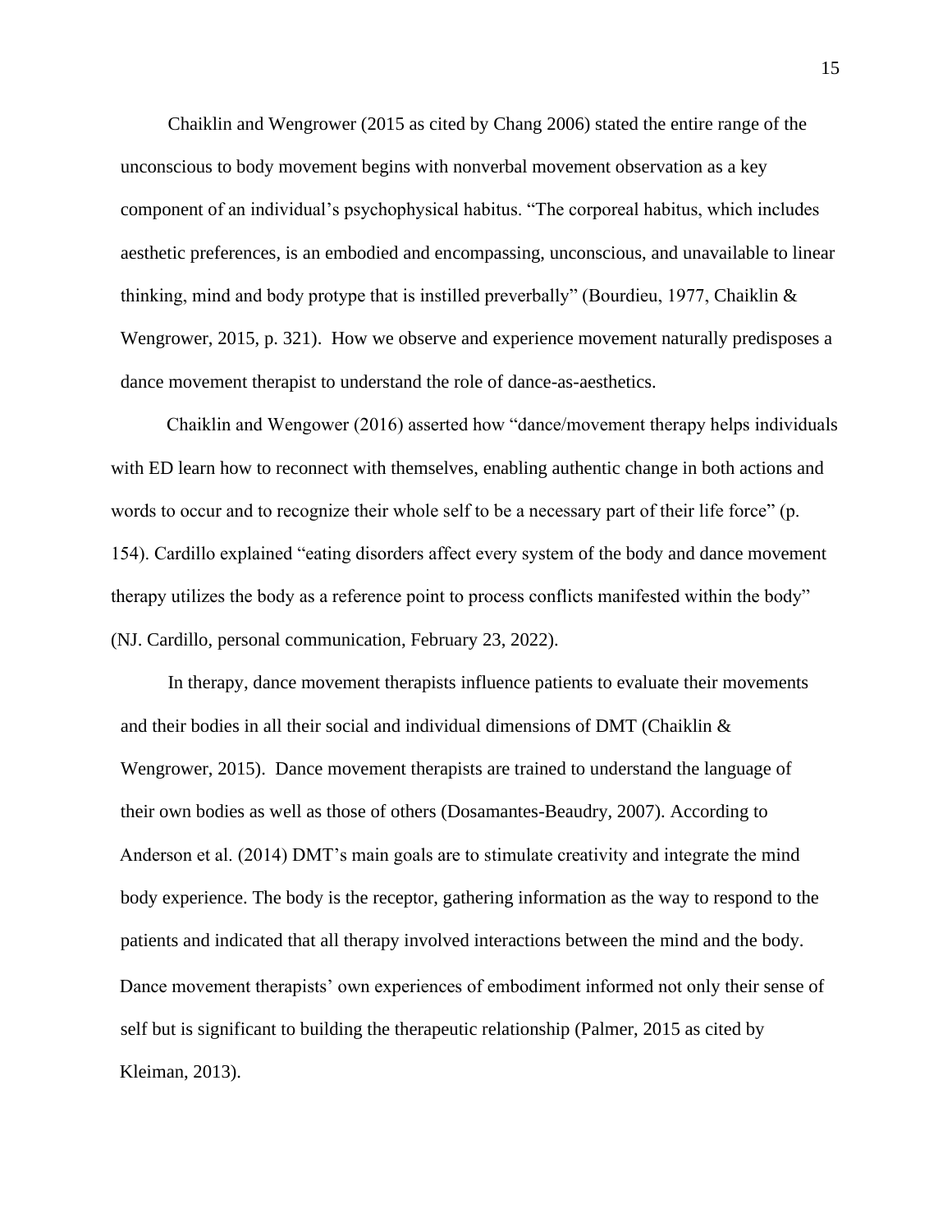Chaiklin and Wengrower (2015 as cited by Chang 2006) stated the entire range of the unconscious to body movement begins with nonverbal movement observation as a key component of an individual's psychophysical habitus. "The corporeal habitus, which includes aesthetic preferences, is an embodied and encompassing, unconscious, and unavailable to linear thinking, mind and body protype that is instilled preverbally" (Bourdieu, 1977, Chaiklin & Wengrower, 2015, p. 321). How we observe and experience movement naturally predisposes a dance movement therapist to understand the role of dance-as-aesthetics.

Chaiklin and Wengower (2016) asserted how "dance/movement therapy helps individuals with ED learn how to reconnect with themselves, enabling authentic change in both actions and words to occur and to recognize their whole self to be a necessary part of their life force" (p. 154). Cardillo explained "eating disorders affect every system of the body and dance movement therapy utilizes the body as a reference point to process conflicts manifested within the body" (NJ. Cardillo, personal communication, February 23, 2022).

In therapy, dance movement therapists influence patients to evaluate their movements and their bodies in all their social and individual dimensions of DMT (Chaiklin & Wengrower, 2015). Dance movement therapists are trained to understand the language of their own bodies as well as those of others (Dosamantes-Beaudry, 2007). According to Anderson et al. (2014) DMT's main goals are to stimulate creativity and integrate the mind body experience. The body is the receptor, gathering information as the way to respond to the patients and indicated that all therapy involved interactions between the mind and the body. Dance movement therapists' own experiences of embodiment informed not only their sense of self but is significant to building the therapeutic relationship (Palmer, 2015 as cited by Kleiman, 2013).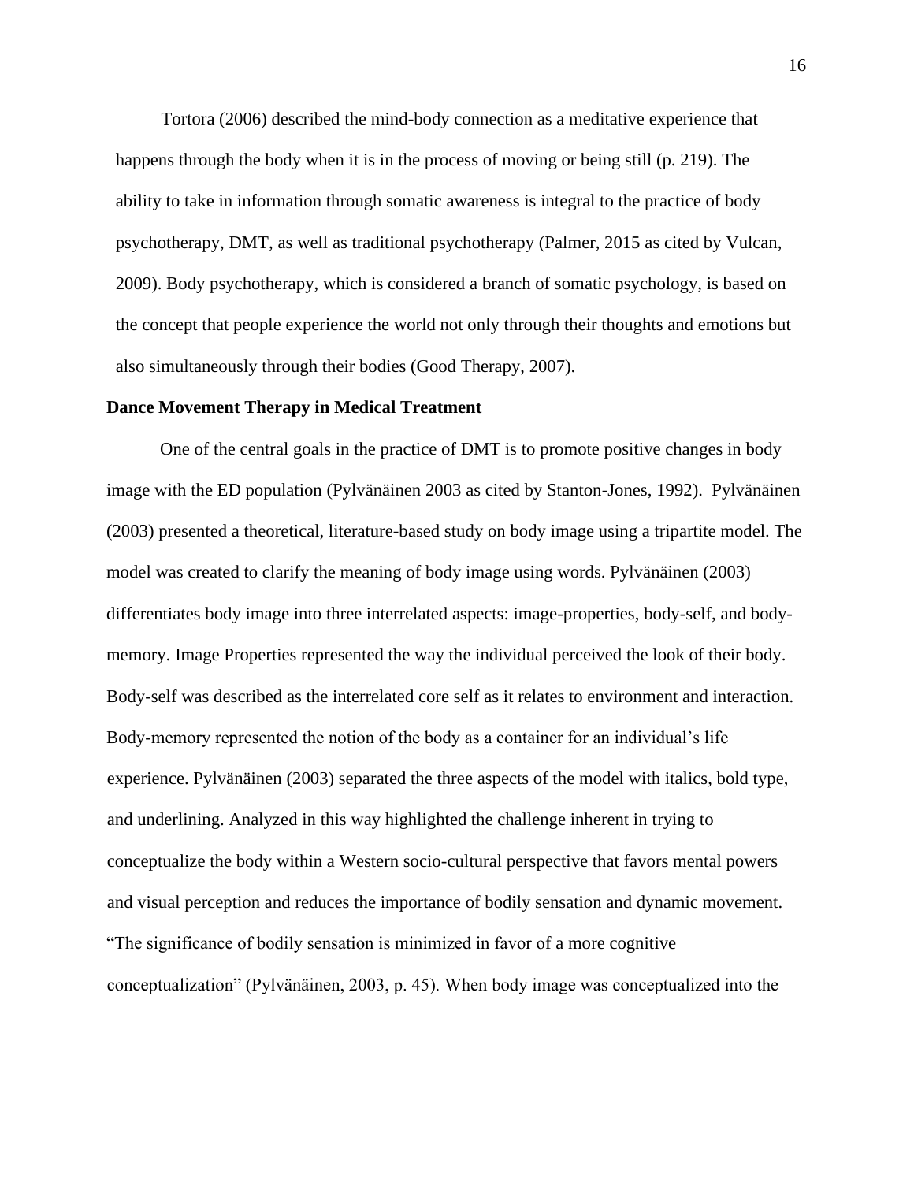Tortora (2006) described the mind-body connection as a meditative experience that happens through the body when it is in the process of moving or being still (p. 219). The ability to take in information through somatic awareness is integral to the practice of body psychotherapy, DMT, as well as traditional psychotherapy (Palmer, 2015 as cited by Vulcan, 2009). Body psychotherapy, which is considered a branch of somatic psychology, is based on the concept that people experience the world not only through their thoughts and emotions but also simultaneously through their bodies (Good Therapy, 2007).

**Dance Movement Therapy in Medical Treatment**

One of the central goals in the practice of DMT is to promote positive changes in body image with the ED population (Pylvänäinen 2003 as cited by Stanton-Jones, 1992). Pylvänäinen (2003) presented a theoretical, literature-based study on body image using a tripartite model. The model was created to clarify the meaning of body image using words. Pylvänäinen (2003) differentiates body image into three interrelated aspects: image-properties, body-self, and body-memory. Image Properties represented the way the individual perceived the look of their body. Body-self was described as the interrelated core self as it relates to environment and interaction. Body-memory represented the notion of the body as a container for an individual's life experience. Pylvänäinen (2003) separated the three aspects of the model with italics, bold type, and underlining. Analyzed in this way highlighted the challenge inherent in trying to conceptualize the body within a Western socio-cultural perspective that favors mental powers and visual perception and reduces the importance of bodily sensation and dynamic movement. "The significance of bodily sensation is minimized in favor of a more cognitive conceptualization" (Pylvänäinen, 2003, p. 45). When body image was conceptualized into the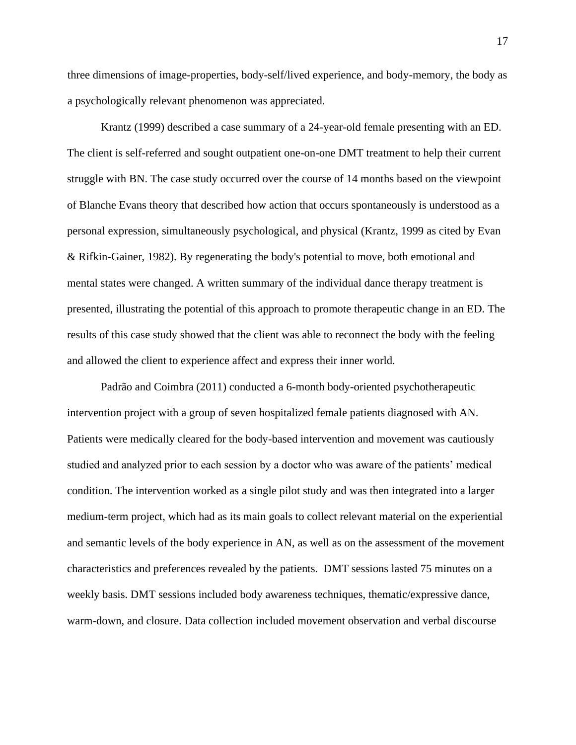three dimensions of image-properties, body-self/lived experience, and body-memory, the body as a psychologically relevant phenomenon was appreciated.

Krantz (1999) described a case summary of a 24-year-old female presenting with an ED. The client is self-referred and sought outpatient one-on-one DMT treatment to help their current struggle with BN. The case study occurred over the course of 14 months based on the viewpoint of Blanche Evans theory that described how action that occurs spontaneously is understood as a personal expression, simultaneously psychological, and physical (Krantz, 1999 as cited by Evan & Rifkin-Gainer, 1982). By regenerating the body's potential to move, both emotional and mental states were changed. A written summary of the individual dance therapy treatment is presented, illustrating the potential of this approach to promote therapeutic change in an ED. The results of this case study showed that the client was able to reconnect the body with the feeling and allowed the client to experience affect and express their inner world.

Padrão and Coimbra (2011) conducted a 6-month body-oriented psychotherapeutic intervention project with a group of seven hospitalized female patients diagnosed with AN. Patients were medically cleared for the body-based intervention and movement was cautiously studied and analyzed prior to each session by a doctor who was aware of the patients' medical condition. The intervention worked as a single pilot study and was then integrated into a larger medium-term project, which had as its main goals to collect relevant material on the experiential and semantic levels of the body experience in AN, as well as on the assessment of the movement characteristics and preferences revealed by the patients. DMT sessions lasted 75 minutes on a weekly basis. DMT sessions included body awareness techniques, thematic/expressive dance, warm-down, and closure. Data collection included movement observation and verbal discourse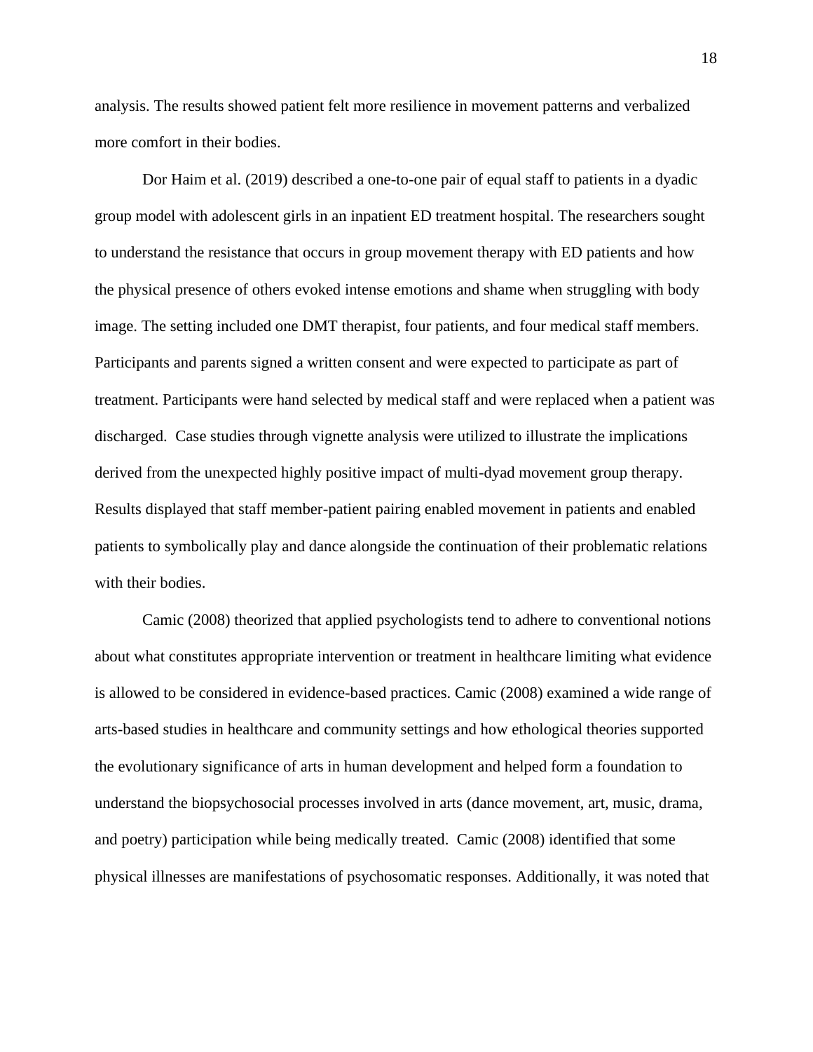analysis. The results showed patient felt more resilience in movement patterns and verbalized more comfort in their bodies.

Dor Haim et al. (2019) described a one-to-one pair of equal staff to patients in a dyadic group model with adolescent girls in an inpatient ED treatment hospital. The researchers sought to understand the resistance that occurs in group movement therapy with ED patients and how the physical presence of others evoked intense emotions and shame when struggling with body image. The setting included one DMT therapist, four patients, and four medical staff members. Participants and parents signed a written consent and were expected to participate as part of treatment. Participants were hand selected by medical staff and were replaced when a patient was discharged. Case studies through vignette analysis were utilized to illustrate the implications derived from the unexpected highly positive impact of multi-dyad movement group therapy. Results displayed that staff member-patient pairing enabled movement in patients and enabled patients to symbolically play and dance alongside the continuation of their problematic relations with their bodies.

Camic (2008) theorized that applied psychologists tend to adhere to conventional notions about what constitutes appropriate intervention or treatment in healthcare limiting what evidence is allowed to be considered in evidence-based practices. Camic (2008) examined a wide range of arts-based studies in healthcare and community settings and how ethological theories supported the evolutionary significance of arts in human development and helped form a foundation to understand the biopsychosocial processes involved in arts (dance movement, art, music, drama, and poetry) participation while being medically treated. Camic (2008) identified that some physical illnesses are manifestations of psychosomatic responses. Additionally, it was noted that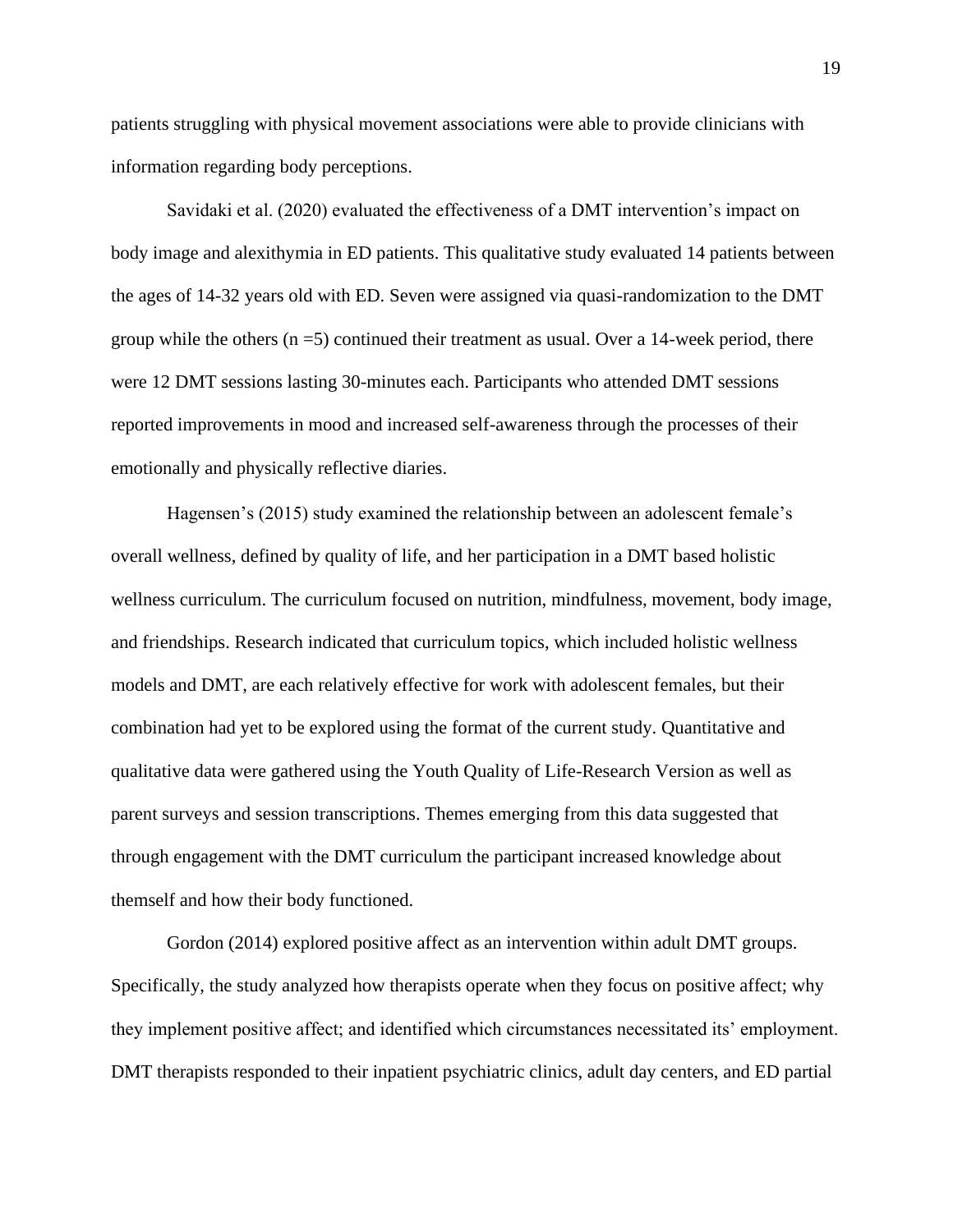patients struggling with physical movement associations were able to provide clinicians with information regarding body perceptions.

Savidaki et al. (2020) evaluated the effectiveness of a DMT intervention's impact on body image and alexithymia in ED patients. This qualitative study evaluated 14 patients between the ages of 14-32 years old with ED. Seven were assigned via quasi-randomization to the DMT group while the others (n =5) continued their treatment as usual. Over a 14-week period, there were 12 DMT sessions lasting 30-minutes each. Participants who attended DMT sessions reported improvements in mood and increased self-awareness through the processes of their emotionally and physically reflective diaries.

Hagensen's (2015) study examined the relationship between an adolescent female's overall wellness, defined by quality of life, and her participation in a DMT based holistic wellness curriculum. The curriculum focused on nutrition, mindfulness, movement, body image, and friendships. Research indicated that curriculum topics, which included holistic wellness models and DMT, are each relatively effective for work with adolescent females, but their combination had yet to be explored using the format of the current study. Quantitative and qualitative data were gathered using the Youth Quality of Life-Research Version as well as parent surveys and session transcriptions. Themes emerging from this data suggested that through engagement with the DMT curriculum the participant increased knowledge about themself and how their body functioned.

Gordon (2014) explored positive affect as an intervention within adult DMT groups. Specifically, the study analyzed how therapists operate when they focus on positive affect; why they implement positive affect; and identified which circumstances necessitated its' employment. DMT therapists responded to their inpatient psychiatric clinics, adult day centers, and ED partial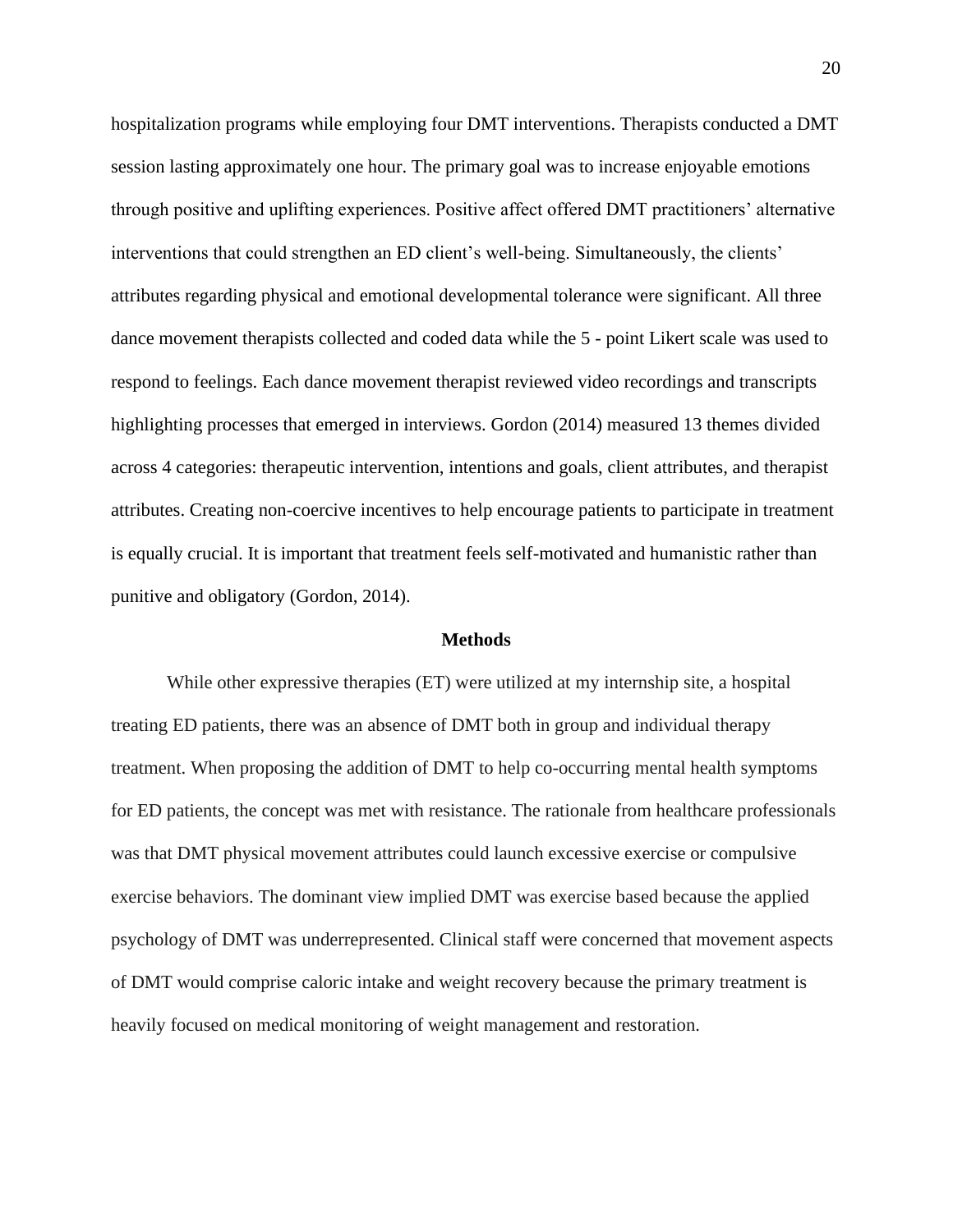hospitalization programs while employing four DMT interventions. Therapists conducted a DMT session lasting approximately one hour. The primary goal was to increase enjoyable emotions through positive and uplifting experiences. Positive affect offered DMT practitioners' alternative interventions that could strengthen an ED client's well-being. Simultaneously, the clients' attributes regarding physical and emotional developmental tolerance were significant. All three dance movement therapists collected and coded data while the 5 - point Likert scale was used to respond to feelings. Each dance movement therapist reviewed video recordings and transcripts highlighting processes that emerged in interviews. Gordon (2014) measured 13 themes divided across 4 categories: therapeutic intervention, intentions and goals, client attributes, and therapist attributes. Creating non-coercive incentives to help encourage patients to participate in treatment is equally crucial. It is important that treatment feels self-motivated and humanistic rather than punitive and obligatory (Gordon, 2014).

## Methods

While other expressive therapies (ET) were utilized at my internship site, a hospital treating ED patients, there was an absence of DMT both in group and individual therapy treatment. When proposing the addition of DMT to help co-occurring mental health symptoms for ED patients, the concept was met with resistance. The rationale from healthcare professionals was that DMT physical movement attributes could launch excessive exercise or compulsive exercise behaviors. The dominant view implied DMT was exercise based because the applied psychology of DMT was underrepresented. Clinical staff were concerned that movement aspects of DMT would comprise caloric intake and weight recovery because the primary treatment is heavily focused on medical monitoring of weight management and restoration.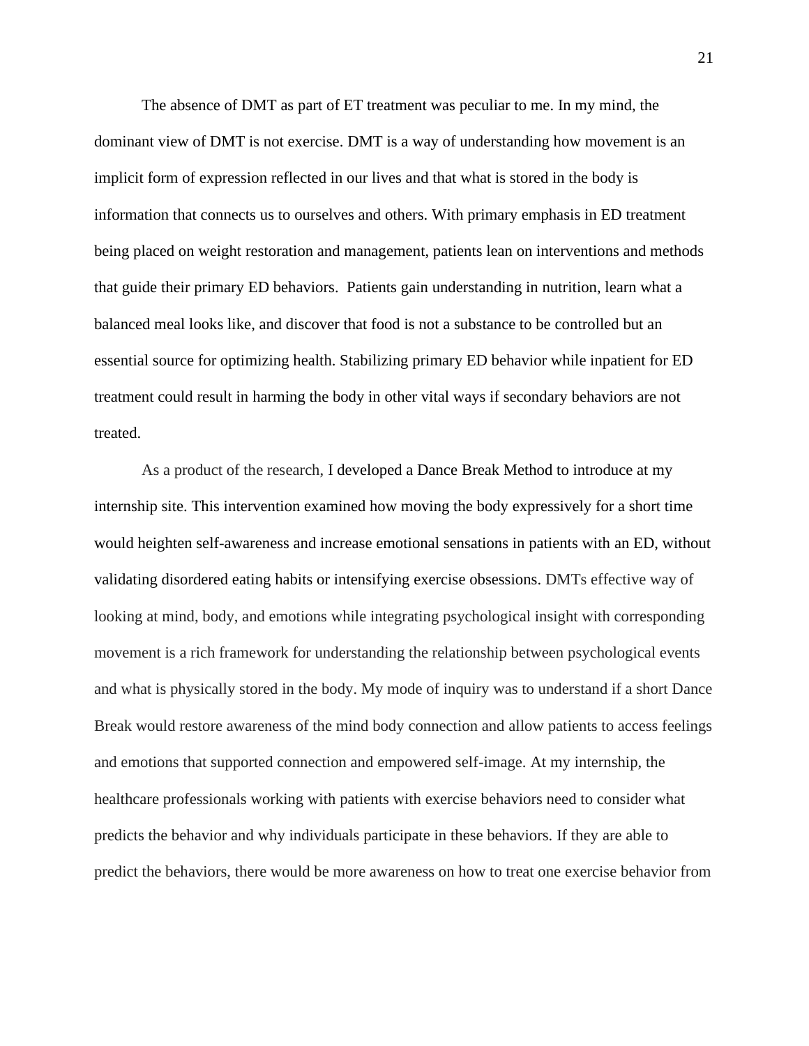The absence of DMT as part of ET treatment was peculiar to me. In my mind, the dominant view of DMT is not exercise. DMT is a way of understanding how movement is an implicit form of expression reflected in our lives and that what is stored in the body is information that connects us to ourselves and others. With primary emphasis in ED treatment being placed on weight restoration and management, patients lean on interventions and methods that guide their primary ED behaviors. Patients gain understanding in nutrition, learn what a balanced meal looks like, and discover that food is not a substance to be controlled but an essential source for optimizing health. Stabilizing primary ED behavior while inpatient for ED treatment could result in harming the body in other vital ways if secondary behaviors are not treated.

As a product of the research, I developed a Dance Break Method to introduce at my internship site. This intervention examined how moving the body expressively for a short time would heighten self-awareness and increase emotional sensations in patients with an ED, without validating disordered eating habits or intensifying exercise obsessions. DMTs effective way of looking at mind, body, and emotions while integrating psychological insight with corresponding movement is a rich framework for understanding the relationship between psychological events and what is physically stored in the body. My mode of inquiry was to understand if a short Dance Break would restore awareness of the mind body connection and allow patients to access feelings and emotions that supported connection and empowered self-image. At my internship, the healthcare professionals working with patients with exercise behaviors need to consider what predicts the behavior and why individuals participate in these behaviors. If they are able to predict the behaviors, there would be more awareness on how to treat one exercise behavior from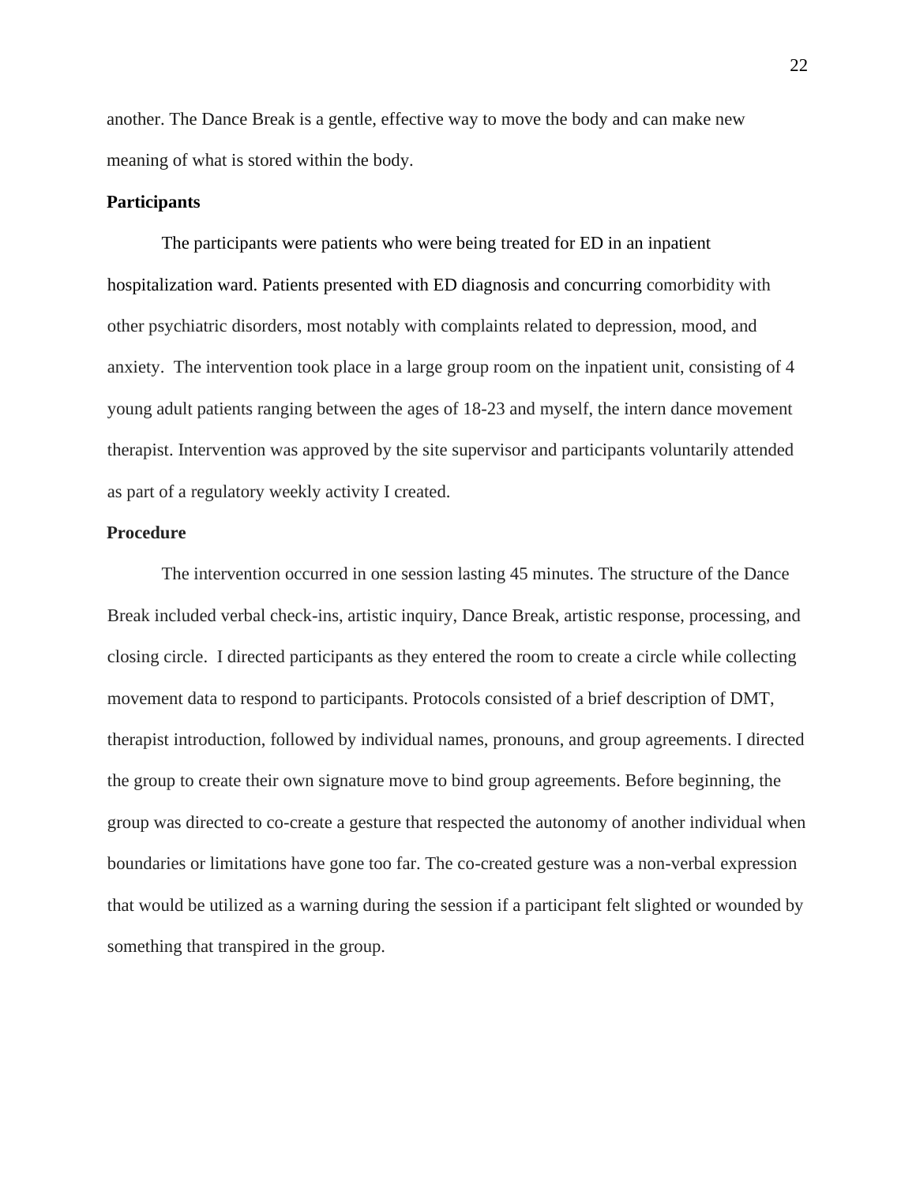another. The Dance Break is a gentle, effective way to move the body and can make new meaning of what is stored within the body.

**Participants**

The participants were patients who were being treated for ED in an inpatient hospitalization ward. Patients presented with ED diagnosis and concurring comorbidity with other psychiatric disorders, most notably with complaints related to depression, mood, and anxiety. The intervention took place in a large group room on the inpatient unit, consisting of 4 young adult patients ranging between the ages of 18-23 and myself, the intern dance movement therapist. Intervention was approved by the site supervisor and participants voluntarily attended as part of a regulatory weekly activity I created.

**Procedure**

The intervention occurred in one session lasting 45 minutes. The structure of the Dance Break included verbal check-ins, artistic inquiry, Dance Break, artistic response, processing, and closing circle. I directed participants as they entered the room to create a circle while collecting movement data to respond to participants. Protocols consisted of a brief description of DMT, therapist introduction, followed by individual names, pronouns, and group agreements. I directed the group to create their own signature move to bind group agreements. Before beginning, the group was directed to co-create a gesture that respected the autonomy of another individual when boundaries or limitations have gone too far. The co-created gesture was a non-verbal expression that would be utilized as a warning during the session if a participant felt slighted or wounded by something that transpired in the group.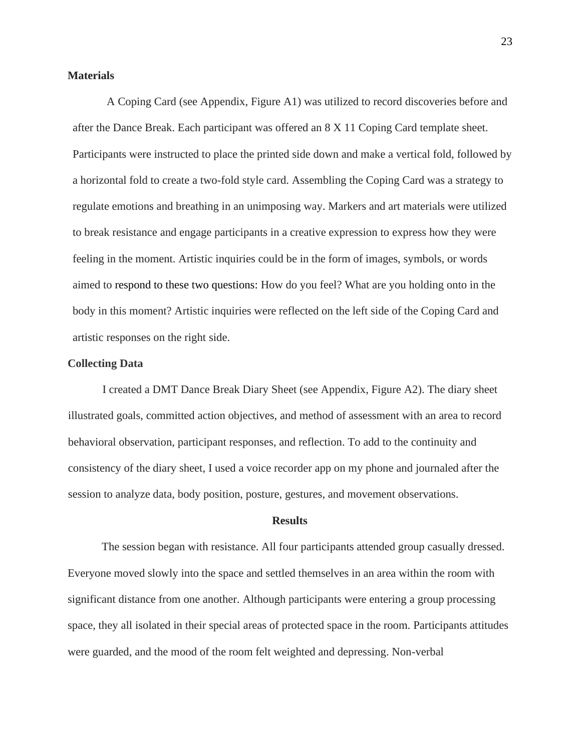### Materials

A Coping Card (see Appendix, Figure A1) was utilized to record discoveries before and after the Dance Break. Each participant was offered an 8 X 11 Coping Card template sheet. Participants were instructed to place the printed side down and make a vertical fold, followed by a horizontal fold to create a two-fold style card. Assembling the Coping Card was a strategy to regulate emotions and breathing in an unimposing way. Markers and art materials were utilized to break resistance and engage participants in a creative expression to express how they were feeling in the moment. Artistic inquiries could be in the form of images, symbols, or words aimed to respond to these two questions: How do you feel? What are you holding onto in the body in this moment? Artistic inquiries were reflected on the left side of the Coping Card and artistic responses on the right side.

### Collecting Data

I created a DMT Dance Break Diary Sheet (see Appendix, Figure A2). The diary sheet illustrated goals, committed action objectives, and method of assessment with an area to record behavioral observation, participant responses, and reflection. To add to the continuity and consistency of the diary sheet, I used a voice recorder app on my phone and journaled after the session to analyze data, body position, posture, gestures, and movement observations.

## Results

The session began with resistance. All four participants attended group casually dressed. Everyone moved slowly into the space and settled themselves in an area within the room with significant distance from one another. Although participants were entering a group processing space, they all isolated in their special areas of protected space in the room. Participants attitudes were guarded, and the mood of the room felt weighted and depressing. Non-verbal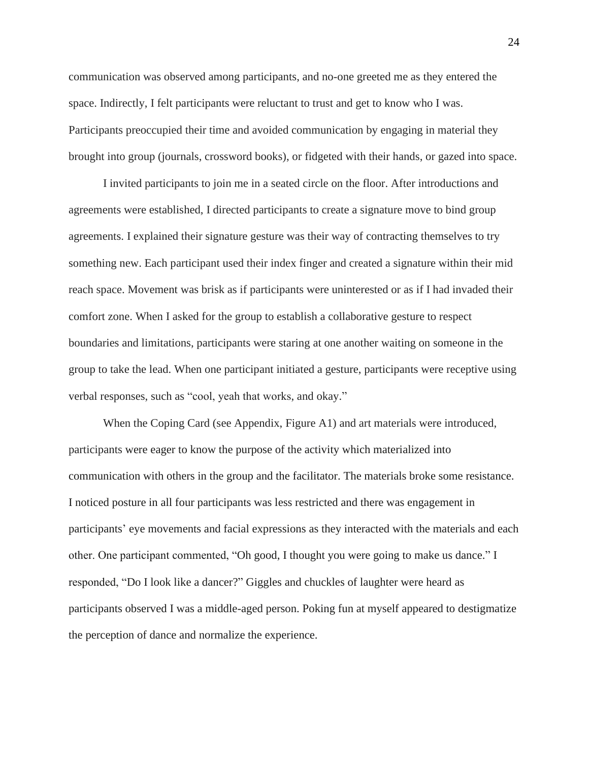communication was observed among participants, and no-one greeted me as they entered the space. Indirectly, I felt participants were reluctant to trust and get to know who I was. Participants preoccupied their time and avoided communication by engaging in material they brought into group (journals, crossword books), or fidgeted with their hands, or gazed into space.

I invited participants to join me in a seated circle on the floor. After introductions and agreements were established, I directed participants to create a signature move to bind group agreements. I explained their signature gesture was their way of contracting themselves to try something new. Each participant used their index finger and created a signature within their mid reach space. Movement was brisk as if participants were uninterested or as if I had invaded their comfort zone. When I asked for the group to establish a collaborative gesture to respect boundaries and limitations, participants were staring at one another waiting on someone in the group to take the lead. When one participant initiated a gesture, participants were receptive using verbal responses, such as "cool, yeah that works, and okay."

When the Coping Card (see Appendix, Figure A1) and art materials were introduced, participants were eager to know the purpose of the activity which materialized into communication with others in the group and the facilitator. The materials broke some resistance. I noticed posture in all four participants was less restricted and there was engagement in participants' eye movements and facial expressions as they interacted with the materials and each other. One participant commented, "Oh good, I thought you were going to make us dance." I responded, "Do I look like a dancer?" Giggles and chuckles of laughter were heard as participants observed I was a middle-aged person. Poking fun at myself appeared to destigmatize the perception of dance and normalize the experience.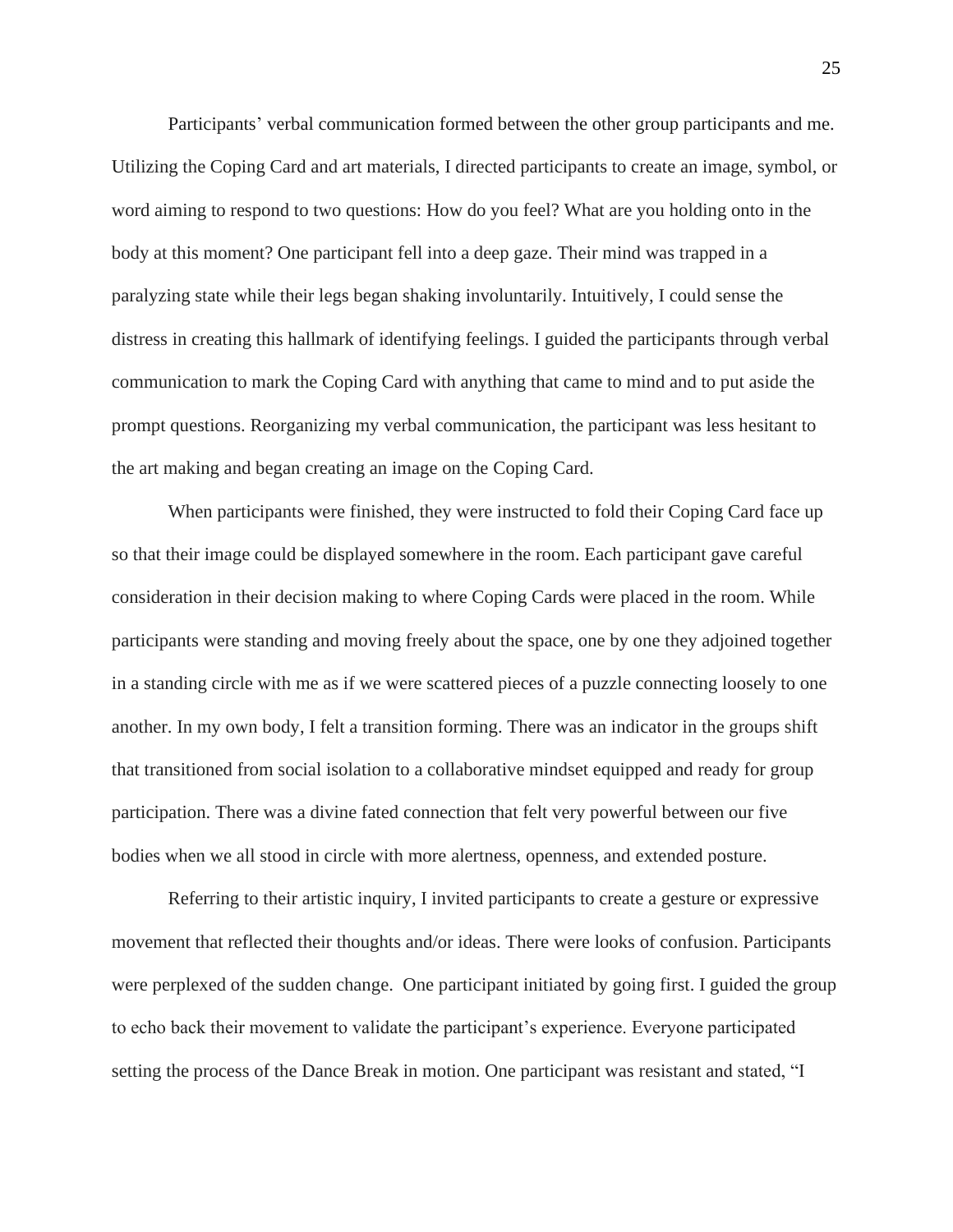Participants' verbal communication formed between the other group participants and me. Utilizing the Coping Card and art materials, I directed participants to create an image, symbol, or word aiming to respond to two questions: How do you feel? What are you holding onto in the body at this moment? One participant fell into a deep gaze. Their mind was trapped in a paralyzing state while their legs began shaking involuntarily. Intuitively, I could sense the distress in creating this hallmark of identifying feelings. I guided the participants through verbal communication to mark the Coping Card with anything that came to mind and to put aside the prompt questions. Reorganizing my verbal communication, the participant was less hesitant to the art making and began creating an image on the Coping Card.

When participants were finished, they were instructed to fold their Coping Card face up so that their image could be displayed somewhere in the room. Each participant gave careful consideration in their decision making to where Coping Cards were placed in the room. While participants were standing and moving freely about the space, one by one they adjoined together in a standing circle with me as if we were scattered pieces of a puzzle connecting loosely to one another. In my own body, I felt a transition forming. There was an indicator in the groups shift that transitioned from social isolation to a collaborative mindset equipped and ready for group participation. There was a divine fated connection that felt very powerful between our five bodies when we all stood in circle with more alertness, openness, and extended posture.

Referring to their artistic inquiry, I invited participants to create a gesture or expressive movement that reflected their thoughts and/or ideas. There were looks of confusion. Participants were perplexed of the sudden change. One participant initiated by going first. I guided the group to echo back their movement to validate the participant's experience. Everyone participated setting the process of the Dance Break in motion. One participant was resistant and stated, "I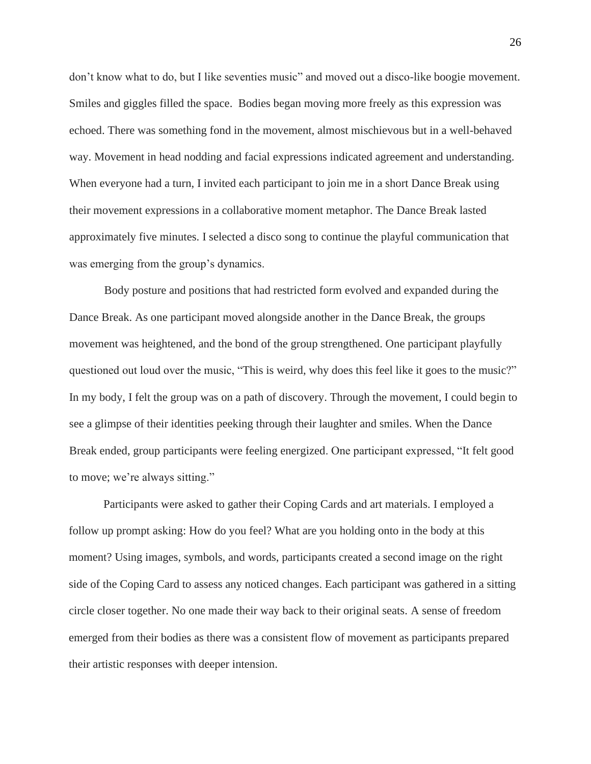don’t know what to do, but I like seventies music” and moved out a disco-like boogie movement. Smiles and giggles filled the space. Bodies began moving more freely as this expression was echoed. There was something fond in the movement, almost mischievous but in a well-behaved way. Movement in head nodding and facial expressions indicated agreement and understanding. When everyone had a turn, I invited each participant to join me in a short Dance Break using their movement expressions in a collaborative moment metaphor. The Dance Break lasted approximately five minutes. I selected a disco song to continue the playful communication that was emerging from the group’s dynamics.

Body posture and positions that had restricted form evolved and expanded during the Dance Break. As one participant moved alongside another in the Dance Break, the groups movement was heightened, and the bond of the group strengthened. One participant playfully questioned out loud over the music, “This is weird, why does this feel like it goes to the music?” In my body, I felt the group was on a path of discovery. Through the movement, I could begin to see a glimpse of their identities peeking through their laughter and smiles. When the Dance Break ended, group participants were feeling energized. One participant expressed, “It felt good to move; we’re always sitting.”

Participants were asked to gather their Coping Cards and art materials. I employed a follow up prompt asking: How do you feel? What are you holding onto in the body at this moment? Using images, symbols, and words, participants created a second image on the right side of the Coping Card to assess any noticed changes. Each participant was gathered in a sitting circle closer together. No one made their way back to their original seats. A sense of freedom emerged from their bodies as there was a consistent flow of movement as participants prepared their artistic responses with deeper intension.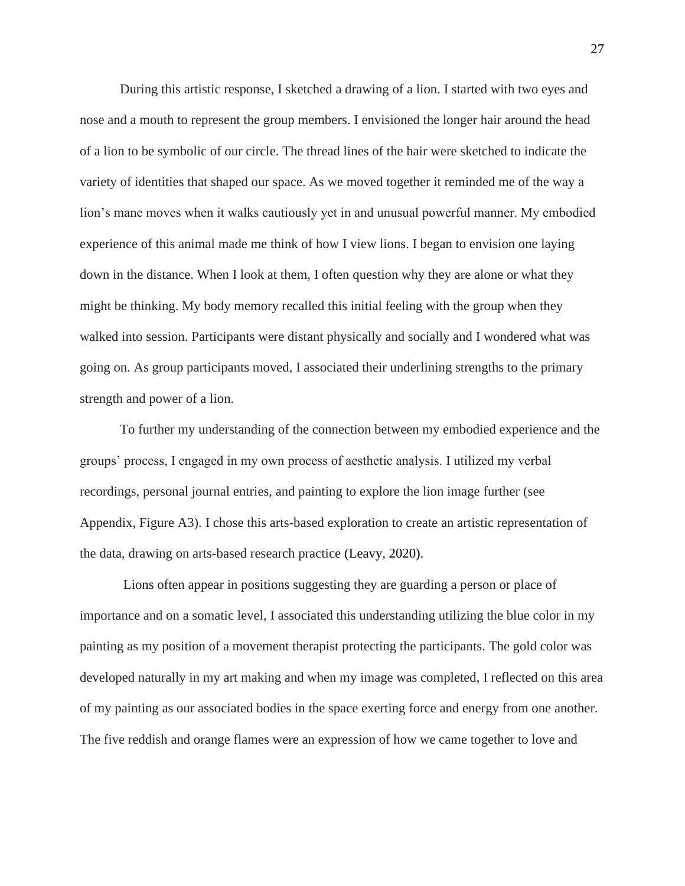During this artistic response, I sketched a drawing of a lion. I started with two eyes and nose and a mouth to represent the group members. I envisioned the longer hair around the head of a lion to be symbolic of our circle. The thread lines of the hair were sketched to indicate the variety of identities that shaped our space. As we moved together it reminded me of the way a lion's mane moves when it walks cautiously yet in and unusual powerful manner. My embodied experience of this animal made me think of how I view lions. I began to envision one laying down in the distance. When I look at them, I often question why they are alone or what they might be thinking. My body memory recalled this initial feeling with the group when they walked into session. Participants were distant physically and socially and I wondered what was going on. As group participants moved, I associated their underlining strengths to the primary strength and power of a lion.

To further my understanding of the connection between my embodied experience and the groups' process, I engaged in my own process of aesthetic analysis. I utilized my verbal recordings, personal journal entries, and painting to explore the lion image further (see Appendix, Figure A3). I chose this arts-based exploration to create an artistic representation of the data, drawing on arts-based research practice (Leavy, 2020).

Lions often appear in positions suggesting they are guarding a person or place of importance and on a somatic level, I associated this understanding utilizing the blue color in my painting as my position of a movement therapist protecting the participants. The gold color was developed naturally in my art making and when my image was completed, I reflected on this area of my painting as our associated bodies in the space exerting force and energy from one another. The five reddish and orange flames were an expression of how we came together to love and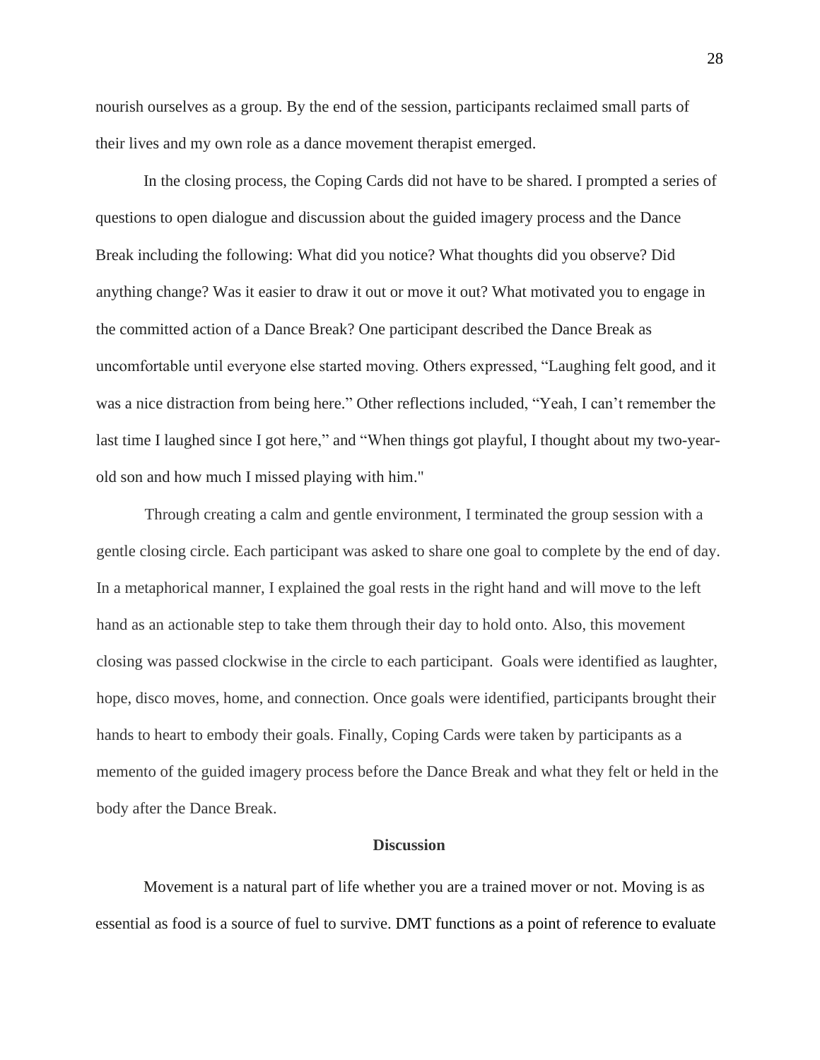nourish ourselves as a group. By the end of the session, participants reclaimed small parts of their lives and my own role as a dance movement therapist emerged.

In the closing process, the Coping Cards did not have to be shared. I prompted a series of questions to open dialogue and discussion about the guided imagery process and the Dance Break including the following: What did you notice? What thoughts did you observe? Did anything change? Was it easier to draw it out or move it out? What motivated you to engage in the committed action of a Dance Break? One participant described the Dance Break as uncomfortable until everyone else started moving. Others expressed, "Laughing felt good, and it was a nice distraction from being here." Other reflections included, "Yeah, I can't remember the last time I laughed since I got here," and "When things got playful, I thought about my two-year-old son and how much I missed playing with him."

Through creating a calm and gentle environment, I terminated the group session with a gentle closing circle. Each participant was asked to share one goal to complete by the end of day. In a metaphorical manner, I explained the goal rests in the right hand and will move to the left hand as an actionable step to take them through their day to hold onto. Also, this movement closing was passed clockwise in the circle to each participant. Goals were identified as laughter, hope, disco moves, home, and connection. Once goals were identified, participants brought their hands to heart to embody their goals. Finally, Coping Cards were taken by participants as a memento of the guided imagery process before the Dance Break and what they felt or held in the body after the Dance Break.

## Discussion

Movement is a natural part of life whether you are a trained mover or not. Moving is as essential as food is a source of fuel to survive. DMT functions as a point of reference to evaluate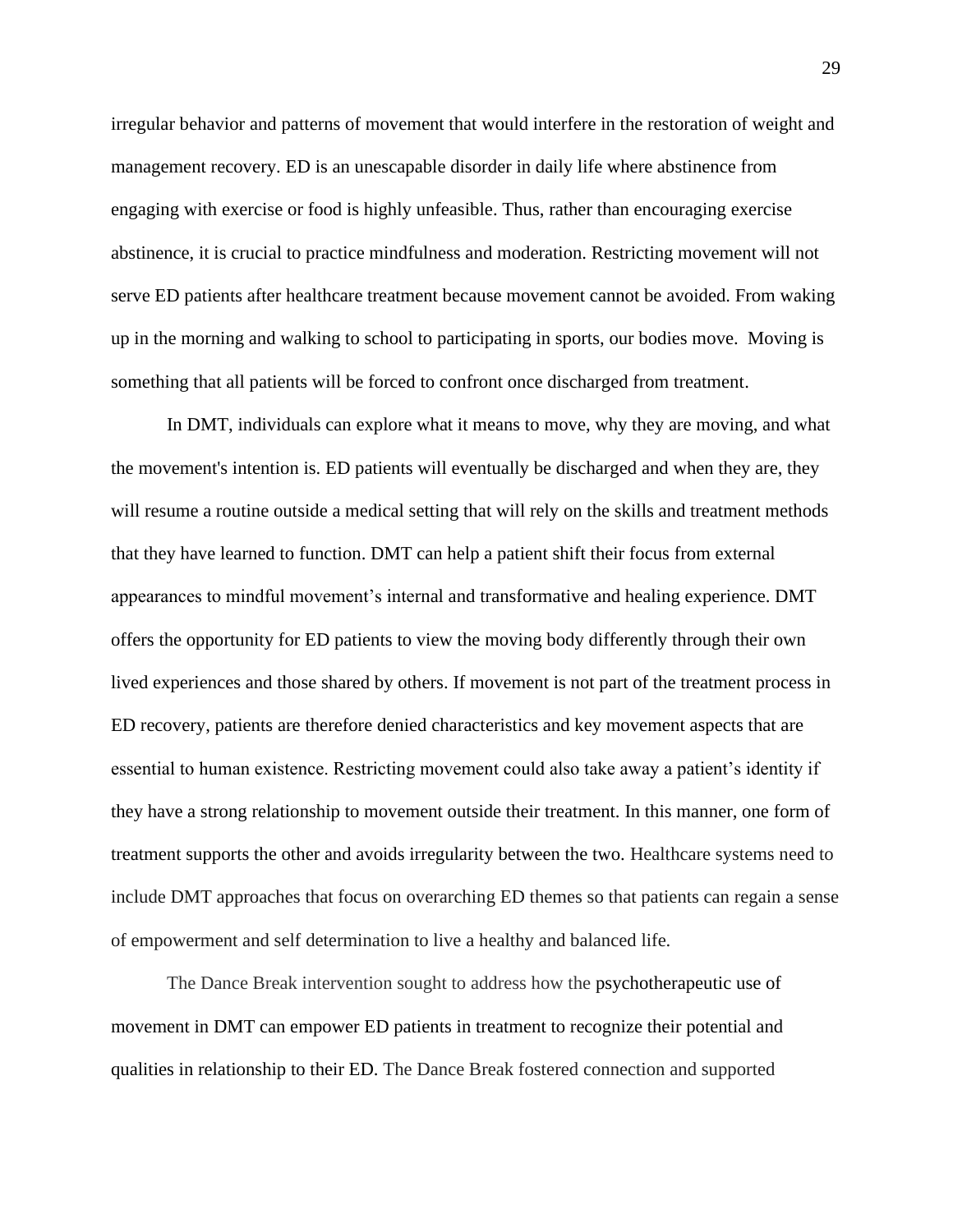irregular behavior and patterns of movement that would interfere in the restoration of weight and management recovery. ED is an unescapable disorder in daily life where abstinence from engaging with exercise or food is highly unfeasible. Thus, rather than encouraging exercise abstinence, it is crucial to practice mindfulness and moderation. Restricting movement will not serve ED patients after healthcare treatment because movement cannot be avoided. From waking up in the morning and walking to school to participating in sports, our bodies move. Moving is something that all patients will be forced to confront once discharged from treatment.

In DMT, individuals can explore what it means to move, why they are moving, and what the movement's intention is. ED patients will eventually be discharged and when they are, they will resume a routine outside a medical setting that will rely on the skills and treatment methods that they have learned to function. DMT can help a patient shift their focus from external appearances to mindful movement's internal and transformative and healing experience. DMT offers the opportunity for ED patients to view the moving body differently through their own lived experiences and those shared by others. If movement is not part of the treatment process in ED recovery, patients are therefore denied characteristics and key movement aspects that are essential to human existence. Restricting movement could also take away a patient's identity if they have a strong relationship to movement outside their treatment. In this manner, one form of treatment supports the other and avoids irregularity between the two. Healthcare systems need to include DMT approaches that focus on overarching ED themes so that patients can regain a sense of empowerment and self determination to live a healthy and balanced life.

The Dance Break intervention sought to address how the psychotherapeutic use of movement in DMT can empower ED patients in treatment to recognize their potential and qualities in relationship to their ED. The Dance Break fostered connection and supported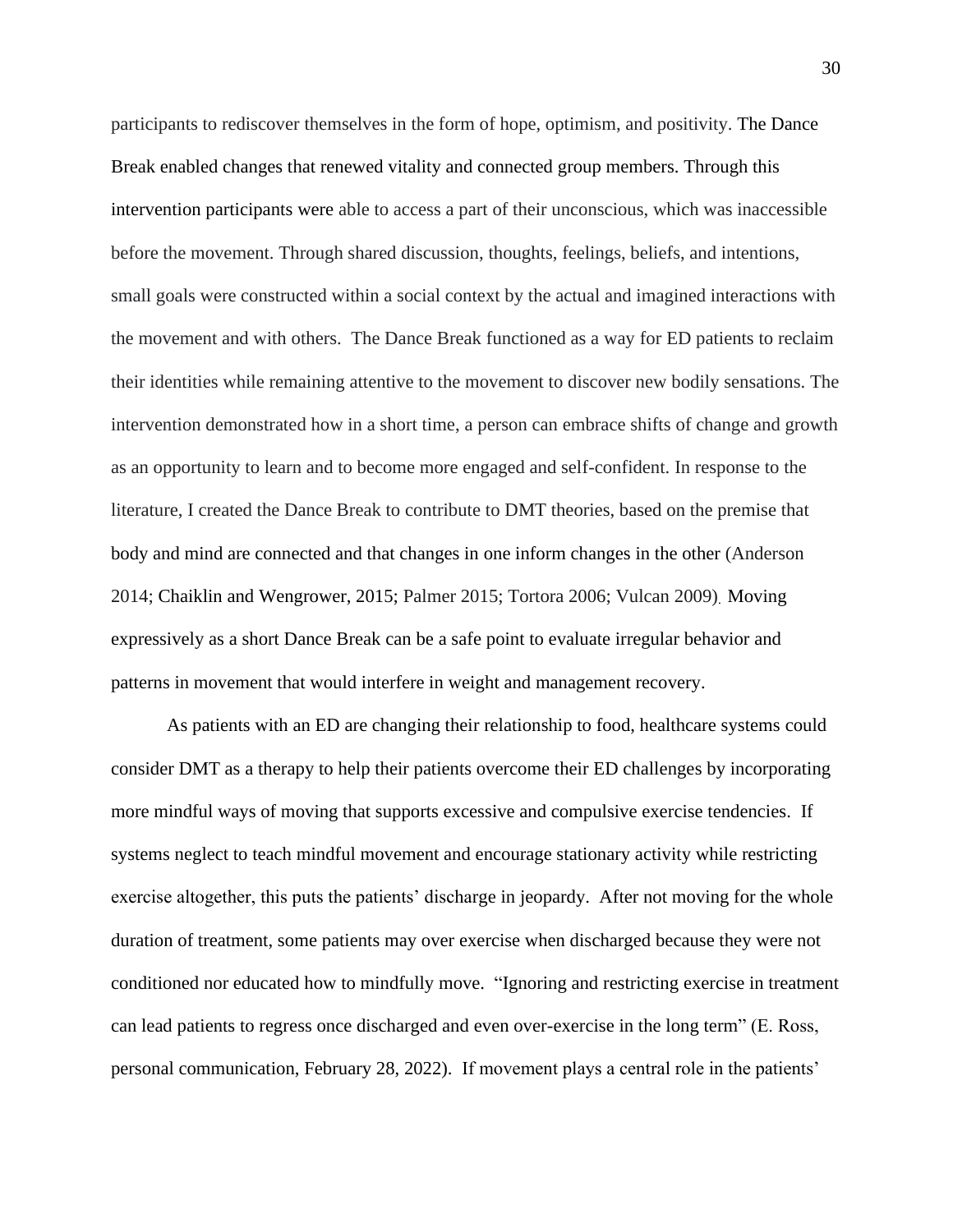participants to rediscover themselves in the form of hope, optimism, and positivity. The Dance Break enabled changes that renewed vitality and connected group members. Through this intervention participants were able to access a part of their unconscious, which was inaccessible before the movement. Through shared discussion, thoughts, feelings, beliefs, and intentions, small goals were constructed within a social context by the actual and imagined interactions with the movement and with others. The Dance Break functioned as a way for ED patients to reclaim their identities while remaining attentive to the movement to discover new bodily sensations. The intervention demonstrated how in a short time, a person can embrace shifts of change and growth as an opportunity to learn and to become more engaged and self-confident. In response to the literature, I created the Dance Break to contribute to DMT theories, based on the premise that body and mind are connected and that changes in one inform changes in the other (Anderson 2014; Chaiklin and Wengrower, 2015; Palmer 2015; Tortora 2006; Vulcan 2009). Moving expressively as a short Dance Break can be a safe point to evaluate irregular behavior and patterns in movement that would interfere in weight and management recovery.

As patients with an ED are changing their relationship to food, healthcare systems could consider DMT as a therapy to help their patients overcome their ED challenges by incorporating more mindful ways of moving that supports excessive and compulsive exercise tendencies. If systems neglect to teach mindful movement and encourage stationary activity while restricting exercise altogether, this puts the patients' discharge in jeopardy. After not moving for the whole duration of treatment, some patients may over exercise when discharged because they were not conditioned nor educated how to mindfully move. "Ignoring and restricting exercise in treatment can lead patients to regress once discharged and even over-exercise in the long term" (E. Ross, personal communication, February 28, 2022). If movement plays a central role in the patients'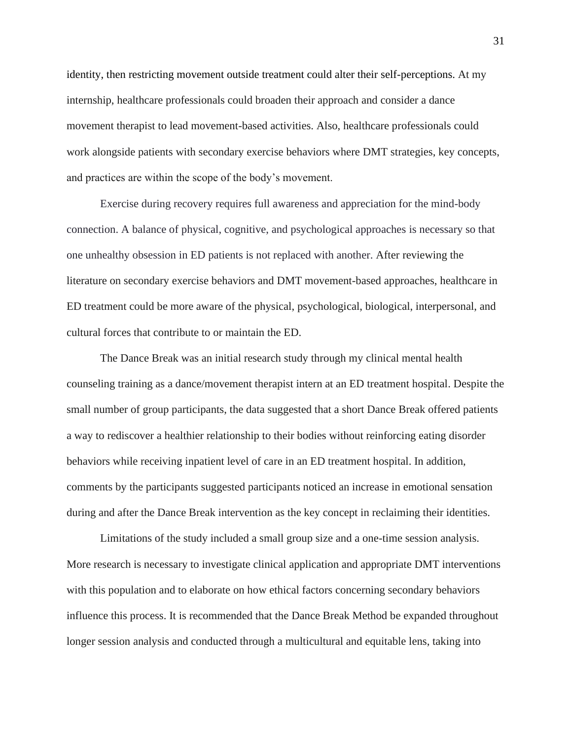identity, then restricting movement outside treatment could alter their self-perceptions. At my internship, healthcare professionals could broaden their approach and consider a dance movement therapist to lead movement-based activities. Also, healthcare professionals could work alongside patients with secondary exercise behaviors where DMT strategies, key concepts, and practices are within the scope of the body's movement.

Exercise during recovery requires full awareness and appreciation for the mind-body connection. A balance of physical, cognitive, and psychological approaches is necessary so that one unhealthy obsession in ED patients is not replaced with another. After reviewing the literature on secondary exercise behaviors and DMT movement-based approaches, healthcare in ED treatment could be more aware of the physical, psychological, biological, interpersonal, and cultural forces that contribute to or maintain the ED.

The Dance Break was an initial research study through my clinical mental health counseling training as a dance/movement therapist intern at an ED treatment hospital. Despite the small number of group participants, the data suggested that a short Dance Break offered patients a way to rediscover a healthier relationship to their bodies without reinforcing eating disorder behaviors while receiving inpatient level of care in an ED treatment hospital. In addition, comments by the participants suggested participants noticed an increase in emotional sensation during and after the Dance Break intervention as the key concept in reclaiming their identities.

Limitations of the study included a small group size and a one-time session analysis. More research is necessary to investigate clinical application and appropriate DMT interventions with this population and to elaborate on how ethical factors concerning secondary behaviors influence this process. It is recommended that the Dance Break Method be expanded throughout longer session analysis and conducted through a multicultural and equitable lens, taking into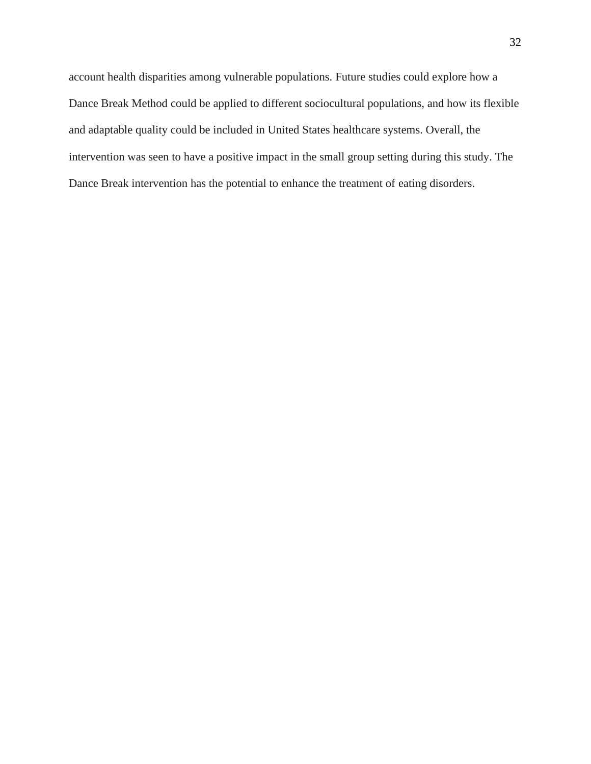account health disparities among vulnerable populations. Future studies could explore how a Dance Break Method could be applied to different sociocultural populations, and how its flexible and adaptable quality could be included in United States healthcare systems. Overall, the intervention was seen to have a positive impact in the small group setting during this study. The Dance Break intervention has the potential to enhance the treatment of eating disorders.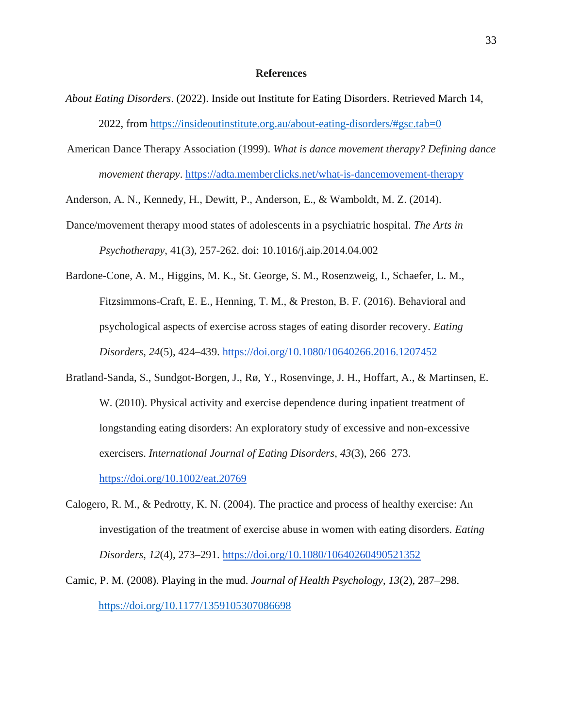**References**

*About Eating Disorders*. (2022). Inside out Institute for Eating Disorders. Retrieved March 14, 2022, from https://insideoutinstitute.org.au/about-eating-disorders/#gsc.tab=0

American Dance Therapy Association (1999). *What is dance movement therapy? Defining dance movement therapy*. https://adta.memberclicks.net/what-is-dancemovement-therapy

Anderson, A. N., Kennedy, H., Dewitt, P., Anderson, E., & Wamboldt, M. Z. (2014). Dance/movement therapy mood states of adolescents in a psychiatric hospital. *The Arts in Psychotherapy*, 41(3), 257-262. doi: 10.1016/j.aip.2014.04.002

Bardone-Cone, A. M., Higgins, M. K., St. George, S. M., Rosenzweig, I., Schaefer, L. M., Fitzsimmons-Craft, E. E., Henning, T. M., & Preston, B. F. (2016). Behavioral and psychological aspects of exercise across stages of eating disorder recovery. *Eating Disorders*, *24*(5), 424–439. https://doi.org/10.1080/10640266.2016.1207452

Bratland-Sanda, S., Sundgot-Borgen, J., Rø, Y., Rosenvinge, J. H., Hoffart, A., & Martinsen, E. W. (2010). Physical activity and exercise dependence during inpatient treatment of longstanding eating disorders: An exploratory study of excessive and non-excessive exercisers. *International Journal of Eating Disorders*, *43*(3), 266–273. https://doi.org/10.1002/eat.20769

Calogero, R. M., & Pedrotty, K. N. (2004). The practice and process of healthy exercise: An investigation of the treatment of exercise abuse in women with eating disorders. *Eating Disorders*, *12*(4), 273–291. https://doi.org/10.1080/10640260490521352

Camic, P. M. (2008). Playing in the mud. *Journal of Health Psychology*, *13*(2), 287–298. https://doi.org/10.1177/1359105307086698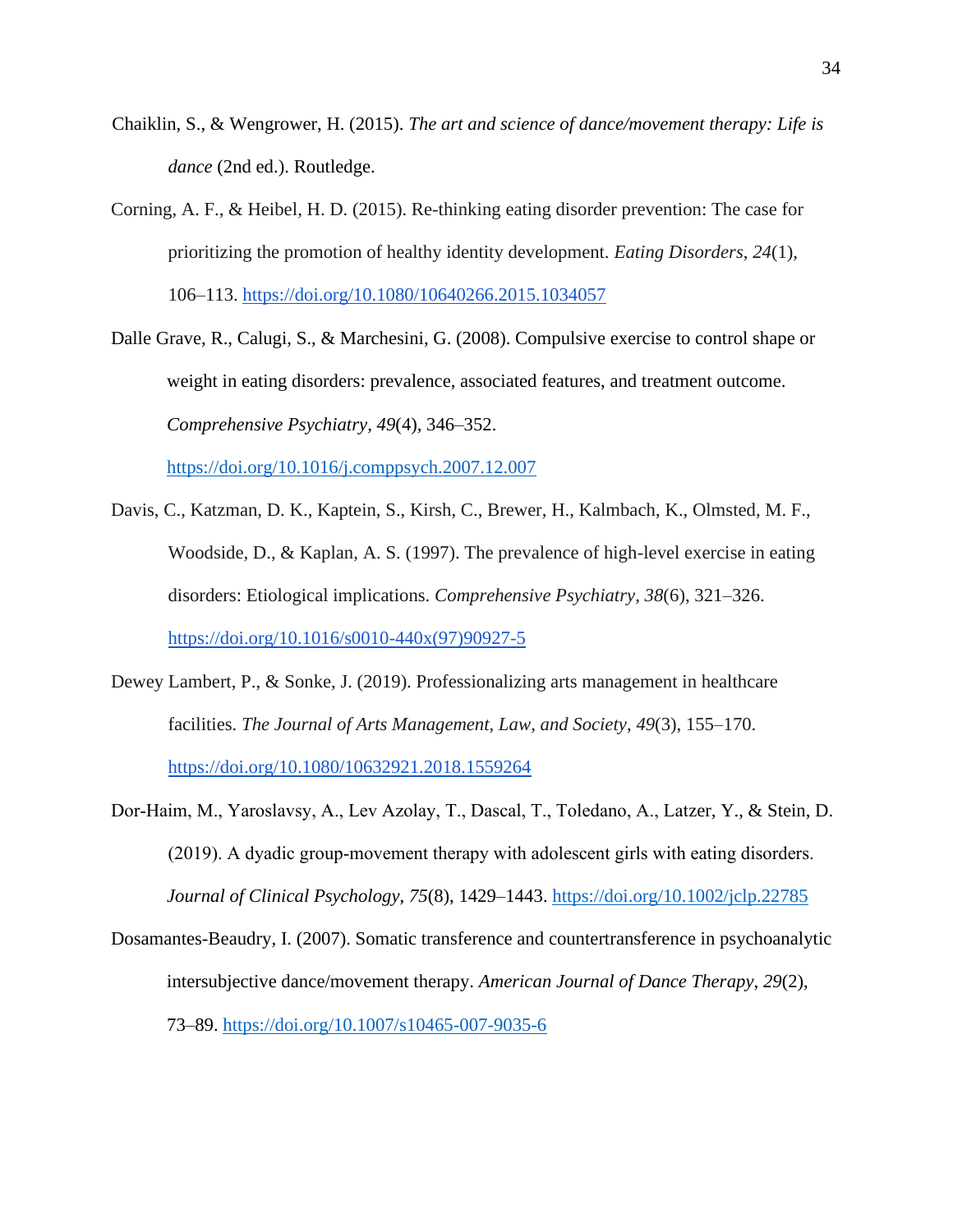Chaiklin, S., & Wengrower, H. (2015). *The art and science of dance/movement therapy: Life is dance* (2nd ed.). Routledge.

Corning, A. F., & Heibel, H. D. (2015). Re-thinking eating disorder prevention: The case for prioritizing the promotion of healthy identity development. *Eating Disorders*, *24*(1), 106–113. https://doi.org/10.1080/10640266.2015.1034057

Dalle Grave, R., Calugi, S., & Marchesini, G. (2008). Compulsive exercise to control shape or weight in eating disorders: prevalence, associated features, and treatment outcome. *Comprehensive Psychiatry*, *49*(4), 346–352. https://doi.org/10.1016/j.comppsych.2007.12.007

Davis, C., Katzman, D. K., Kaptein, S., Kirsh, C., Brewer, H., Kalmbach, K., Olmsted, M. F., Woodside, D., & Kaplan, A. S. (1997). The prevalence of high-level exercise in eating disorders: Etiological implications. *Comprehensive Psychiatry*, *38*(6), 321–326. https://doi.org/10.1016/s0010-440x(97)90927-5

Dewey Lambert, P., & Sonke, J. (2019). Professionalizing arts management in healthcare facilities. *The Journal of Arts Management, Law, and Society*, *49*(3), 155–170. https://doi.org/10.1080/10632921.2018.1559264

Dor-Haim, M., Yaroslavsy, A., Lev Azolay, T., Dascal, T., Toledano, A., Latzer, Y., & Stein, D. (2019). A dyadic group-movement therapy with adolescent girls with eating disorders. *Journal of Clinical Psychology*, *75*(8), 1429–1443. https://doi.org/10.1002/jclp.22785

Dosamantes-Beaudry, I. (2007). Somatic transference and countertransference in psychoanalytic intersubjective dance/movement therapy. *American Journal of Dance Therapy*, *29*(2), 73–89. https://doi.org/10.1007/s10465-007-9035-6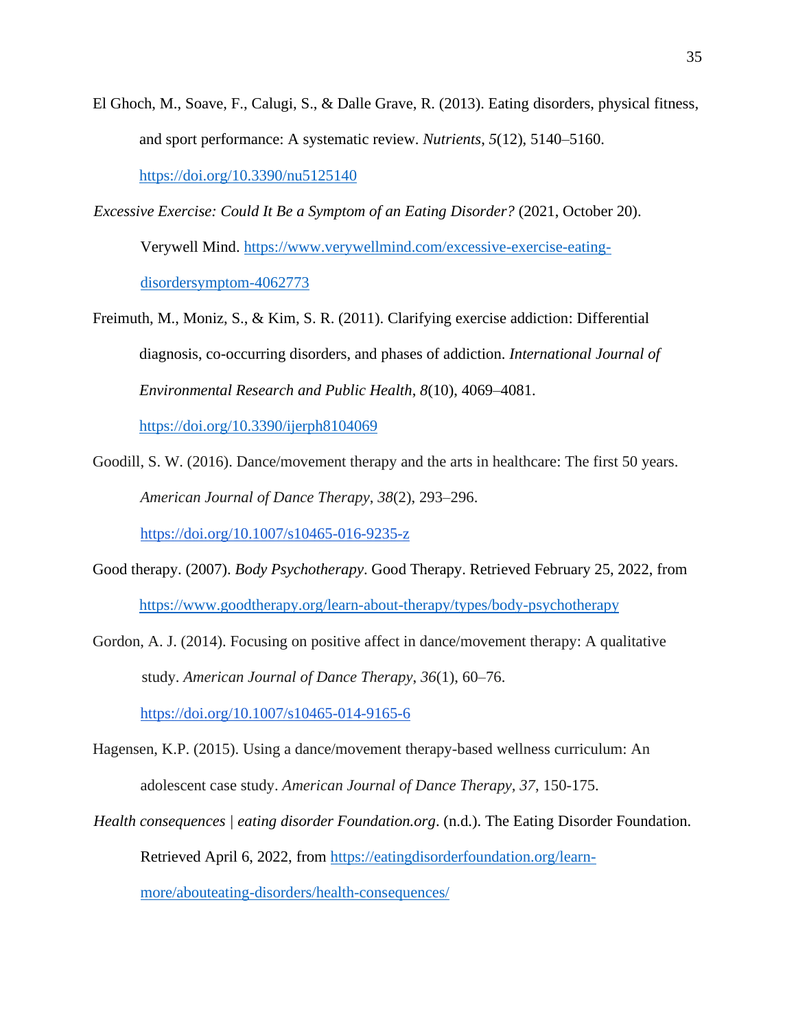El Ghoch, M., Soave, F., Calugi, S., & Dalle Grave, R. (2013). Eating disorders, physical fitness, and sport performance: A systematic review. *Nutrients*, *5*(12), 5140–5160. https://doi.org/10.3390/nu5125140

*Excessive Exercise: Could It Be a Symptom of an Eating Disorder?* (2021, October 20). Verywell Mind. https://www.verywellmind.com/excessive-exercise-eating-disordersymptom-4062773

Freimuth, M., Moniz, S., & Kim, S. R. (2011). Clarifying exercise addiction: Differential diagnosis, co-occurring disorders, and phases of addiction. *International Journal of Environmental Research and Public Health*, *8*(10), 4069–4081. https://doi.org/10.3390/ijerph8104069

Goodill, S. W. (2016). Dance/movement therapy and the arts in healthcare: The first 50 years. *American Journal of Dance Therapy*, *38*(2), 293–296. https://doi.org/10.1007/s10465-016-9235-z

Good therapy. (2007). *Body Psychotherapy*. Good Therapy. Retrieved February 25, 2022, from https://www.goodtherapy.org/learn-about-therapy/types/body-psychotherapy

Gordon, A. J. (2014). Focusing on positive affect in dance/movement therapy: A qualitative study. *American Journal of Dance Therapy*, *36*(1), 60–76. https://doi.org/10.1007/s10465-014-9165-6

Hagensen, K.P. (2015). Using a dance/movement therapy-based wellness curriculum: An adolescent case study. *American Journal of Dance Therapy*, *37*, 150-175.

*Health consequences | eating disorder Foundation.org*. (n.d.). The Eating Disorder Foundation. Retrieved April 6, 2022, from https://eatingdisorderfoundation.org/learn-more/abouteating-disorders/health-consequences/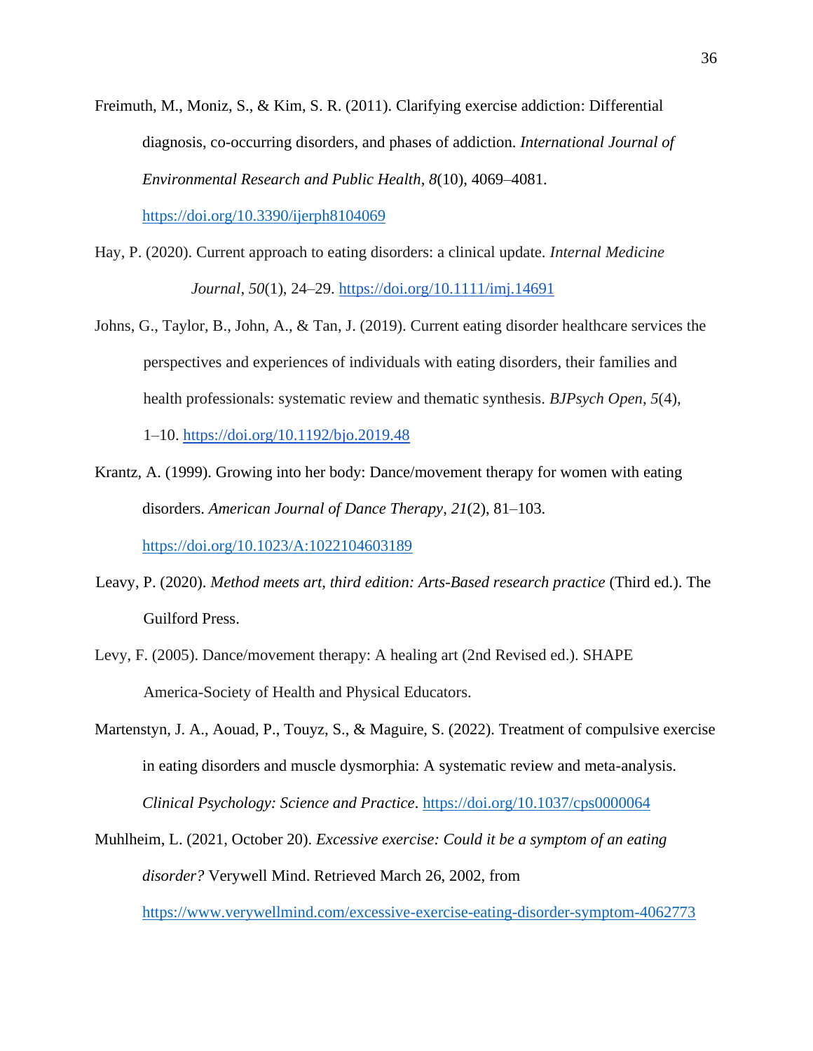Freimuth, M., Moniz, S., & Kim, S. R. (2011). Clarifying exercise addiction: Differential diagnosis, co-occurring disorders, and phases of addiction. *International Journal of Environmental Research and Public Health*, *8*(10), 4069–4081. https://doi.org/10.3390/ijerph8104069

Hay, P. (2020). Current approach to eating disorders: a clinical update. *Internal Medicine Journal*, *50*(1), 24–29. https://doi.org/10.1111/imj.14691

Johns, G., Taylor, B., John, A., & Tan, J. (2019). Current eating disorder healthcare services the perspectives and experiences of individuals with eating disorders, their families and health professionals: systematic review and thematic synthesis. *BJPsych Open*, *5*(4), 1–10. https://doi.org/10.1192/bjo.2019.48

Krantz, A. (1999). Growing into her body: Dance/movement therapy for women with eating disorders. *American Journal of Dance Therapy*, *21*(2), 81–103. https://doi.org/10.1023/A:1022104603189

Leavy, P. (2020). *Method meets art, third edition: Arts-Based research practice* (Third ed.). The Guilford Press.

Levy, F. (2005). Dance/movement therapy: A healing art (2nd Revised ed.). SHAPE America-Society of Health and Physical Educators.

Martenstyn, J. A., Aouad, P., Touyz, S., & Maguire, S. (2022). Treatment of compulsive exercise in eating disorders and muscle dysmorphia: A systematic review and meta-analysis. *Clinical Psychology: Science and Practice*. https://doi.org/10.1037/cps0000064

Muhlheim, L. (2021, October 20). *Excessive exercise: Could it be a symptom of an eating disorder?* Verywell Mind. Retrieved March 26, 2002, from https://www.verywellmind.com/excessive-exercise-eating-disorder-symptom-4062773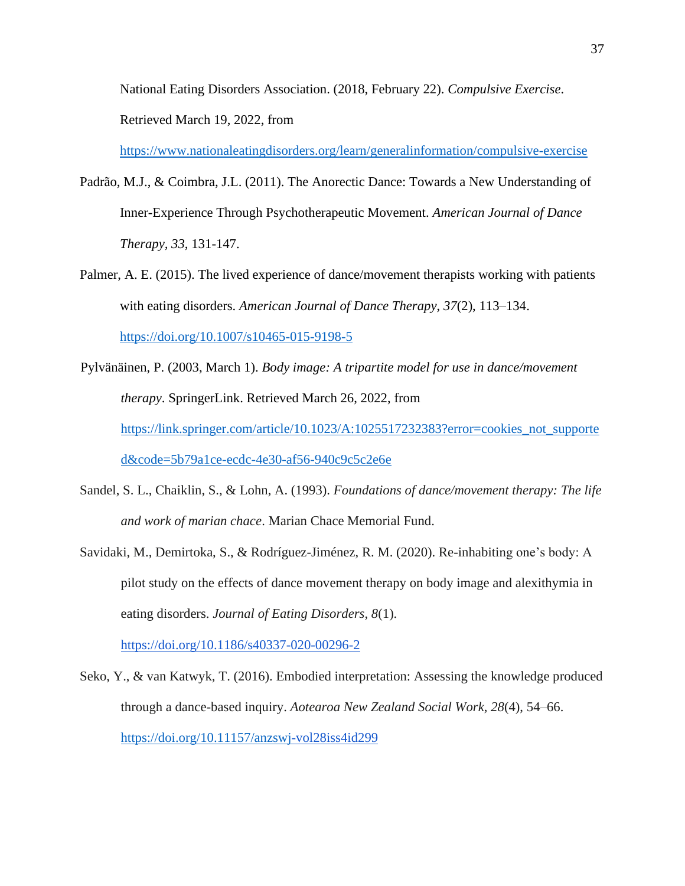National Eating Disorders Association. (2018, February 22). *Compulsive Exercise*. Retrieved March 19, 2022, from https://www.nationaleatingdisorders.org/learn/generalinformation/compulsive-exercise

Padrão, M.J., & Coimbra, J.L. (2011). The Anorectic Dance: Towards a New Understanding of Inner-Experience Through Psychotherapeutic Movement. *American Journal of Dance Therapy*, *33*, 131-147.

Palmer, A. E. (2015). The lived experience of dance/movement therapists working with patients with eating disorders. *American Journal of Dance Therapy*, *37*(2), 113–134. https://doi.org/10.1007/s10465-015-9198-5

Pylvänäinen, P. (2003, March 1). *Body image: A tripartite model for use in dance/movement therapy*. SpringerLink. Retrieved March 26, 2022, from https://link.springer.com/article/10.1023/A:1025517232383?error=cookies_not_supported&code=5b79a1ce-ecdc-4e30-af56-940c9c5c2e6e

Sandel, S. L., Chaiklin, S., & Lohn, A. (1993). *Foundations of dance/movement therapy: The life and work of marian chace*. Marian Chace Memorial Fund.

Savidaki, M., Demirtoka, S., & Rodríguez-Jiménez, R. M. (2020). Re-inhabiting one's body: A pilot study on the effects of dance movement therapy on body image and alexithymia in eating disorders. *Journal of Eating Disorders*, *8*(1). https://doi.org/10.1186/s40337-020-00296-2

Seko, Y., & van Katwyk, T. (2016). Embodied interpretation: Assessing the knowledge produced through a dance-based inquiry. *Aotearoa New Zealand Social Work*, *28*(4), 54–66. https://doi.org/10.11157/anzswj-vol28iss4id299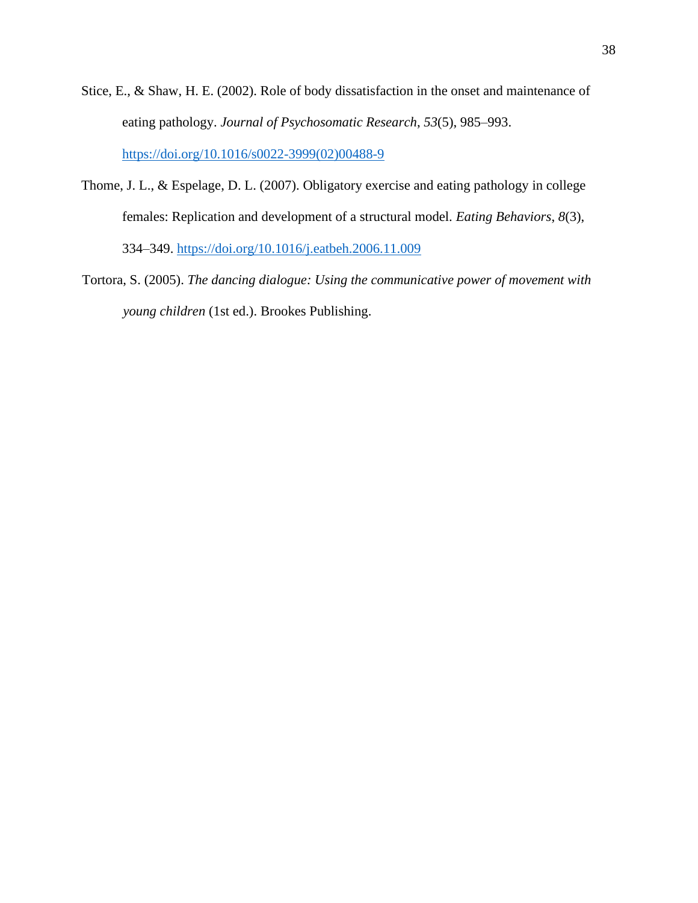Stice, E., & Shaw, H. E. (2002). Role of body dissatisfaction in the onset and maintenance of eating pathology. *Journal of Psychosomatic Research*, *53*(5), 985–993. https://doi.org/10.1016/s0022-3999(02)00488-9

Thome, J. L., & Espelage, D. L. (2007). Obligatory exercise and eating pathology in college females: Replication and development of a structural model. *Eating Behaviors*, *8*(3), 334–349. https://doi.org/10.1016/j.eatbeh.2006.11.009

Tortora, S. (2005). *The dancing dialogue: Using the communicative power of movement with young children* (1st ed.). Brookes Publishing.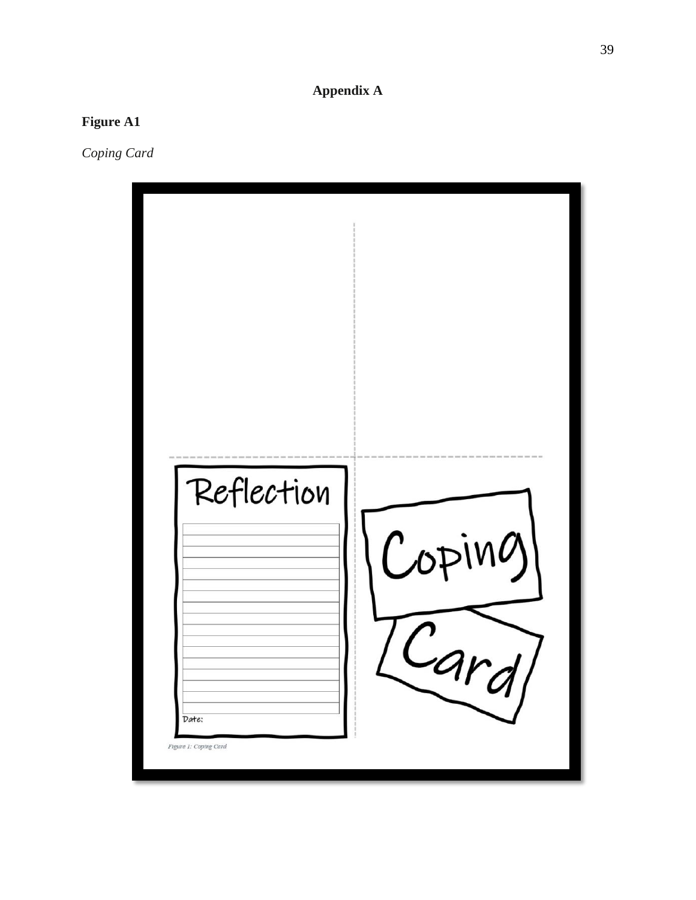# Appendix A

**Figure A1**

*Coping Card*

Reflection

Date:

Coping Card

Figure 1: Coping Card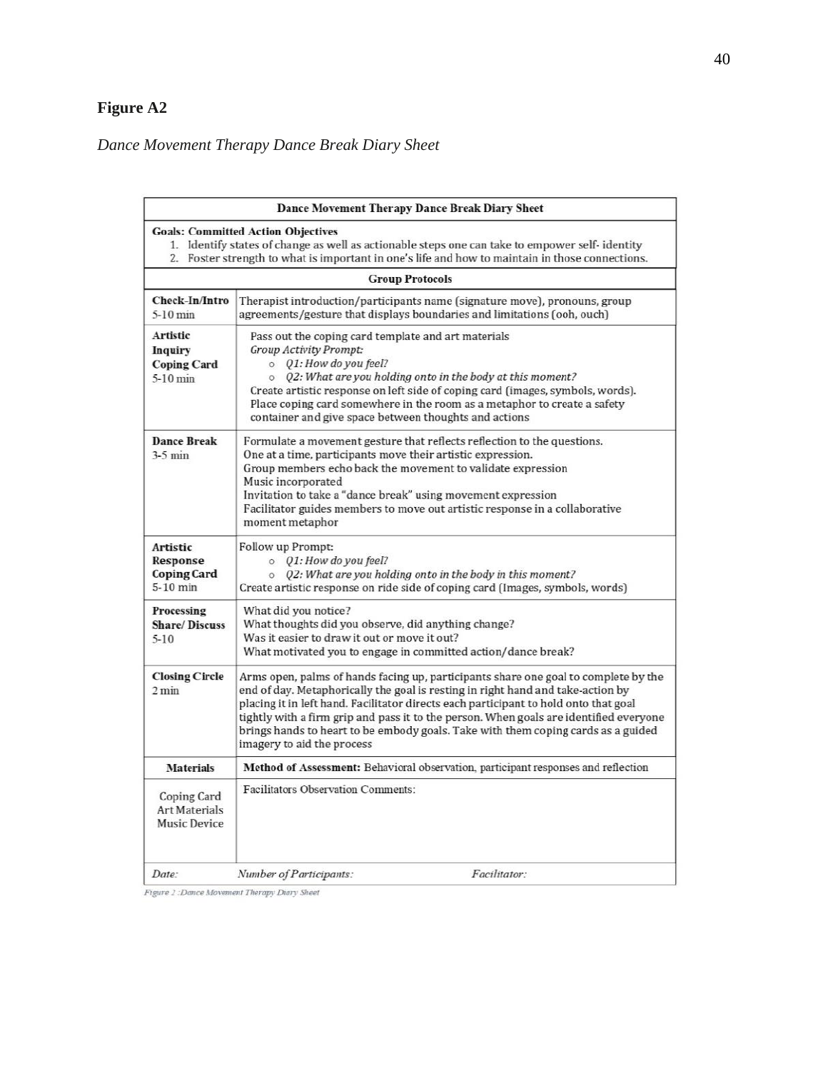**Figure A2**

*Dance Movement Therapy Dance Break Diary Sheet*

| Dance Movement Therapy Dance Break Diary Sheet | |
|---|---|
| **Goals: Committed Action Objectives**<br>1. Identify states of change as well as actionable steps one can take to empower self- identity<br>2. Foster strength to what is important in one's life and how to maintain in those connections. | |
| **Group Protocols** | |
| **Check-In/Intro**<br>5-10 min | Therapist introduction/participants name (signature move), pronouns, group agreements/gesture that displays boundaries and limitations (ooh, ouch) |
| **Artistic Inquiry Coping Card**<br>5-10 min | Pass out the coping card template and art materials<br>*Group Activity Prompt:*<br>○ *Q1: How do you feel?*<br>○ *Q2: What are you holding onto in the body at this moment?*<br>Create artistic response on left side of coping card (images, symbols, words).<br>Place coping card somewhere in the room as a metaphor to create a safety container and give space between thoughts and actions |
| **Dance Break**<br>3-5 min | Formulate a movement gesture that reflects reflection to the questions.<br>One at a time, participants move their artistic expression.<br>Group members echo back the movement to validate expression<br>Music incorporated<br>Invitation to take a "dance break" using movement expression<br>Facilitator guides members to move out artistic response in a collaborative moment metaphor |
| **Artistic Response Coping Card**<br>5-10 min | Follow up Prompt:<br>○ *Q1: How do you feel?*<br>○ *Q2: What are you holding onto in the body in this moment?*<br>Create artistic response on ride side of coping card (Images, symbols, words) |
| **Processing Share/ Discuss**<br>5-10 | What did you notice?<br>What thoughts did you observe, did anything change?<br>Was it easier to draw it out or move it out?<br>What motivated you to engage in committed action/dance break? |
| **Closing Circle**<br>2 min | Arms open, palms of hands facing up, participants share one goal to complete by the end of day. Metaphorically the goal is resting in right hand and take-action by placing it in left hand. Facilitator directs each participant to hold onto that goal tightly with a firm grip and pass it to the person. When goals are identified everyone brings hands to heart to be embody goals. Take with them coping cards as a guided imagery to aid the process |
| **Materials** | **Method of Assessment:** Behavioral observation, participant responses and reflection |
| Coping Card<br>Art Materials<br>Music Device | Facilitators Observation Comments: |
| *Date:* | *Number of Participants:* *Facilitator:* |

*Figure 2 :Dance Movement Therapy Diary Sheet*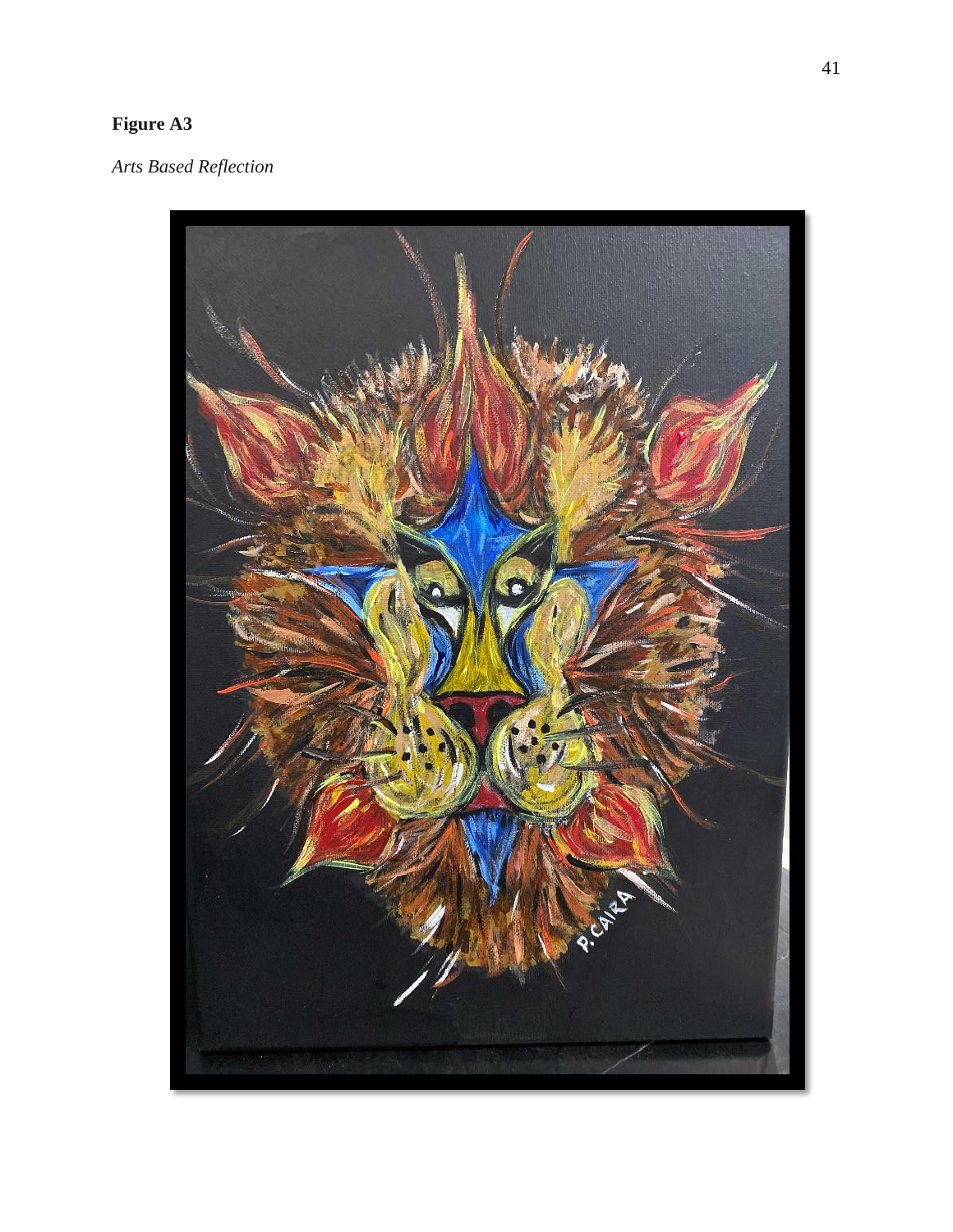**Figure A3**

*Arts Based Reflection*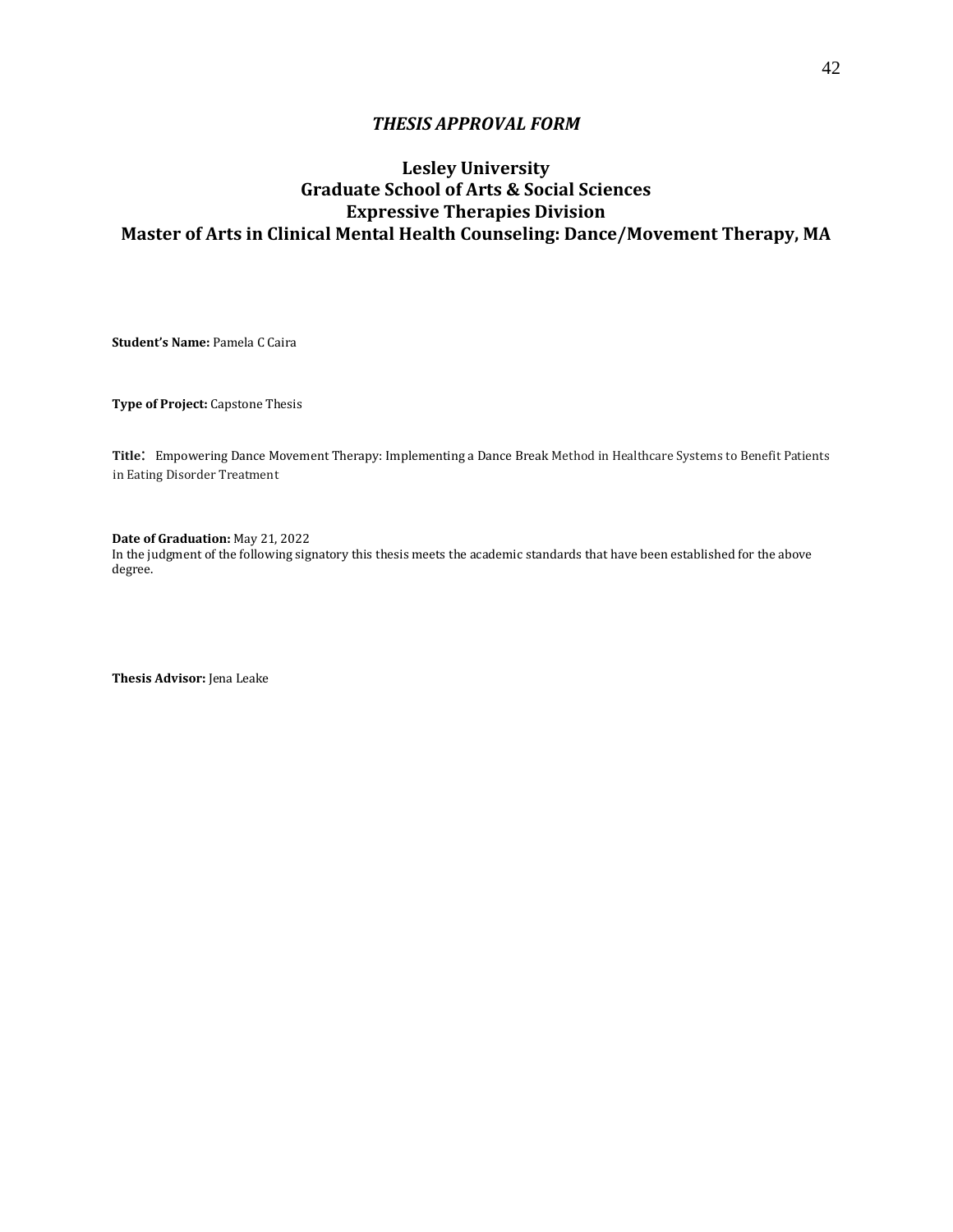***THESIS APPROVAL FORM***

# Lesley University
## Graduate School of Arts & Social Sciences
## Expressive Therapies Division
## Master of Arts in Clinical Mental Health Counseling: Dance/Movement Therapy, MA

**Student's Name:** Pamela C Caira

**Type of Project:** Capstone Thesis

**Title**： Empowering Dance Movement Therapy: Implementing a Dance Break Method in Healthcare Systems to Benefit Patients in Eating Disorder Treatment

**Date of Graduation:** May 21, 2022
In the judgment of the following signatory this thesis meets the academic standards that have been established for the above degree.

**Thesis Advisor:** Jena Leake